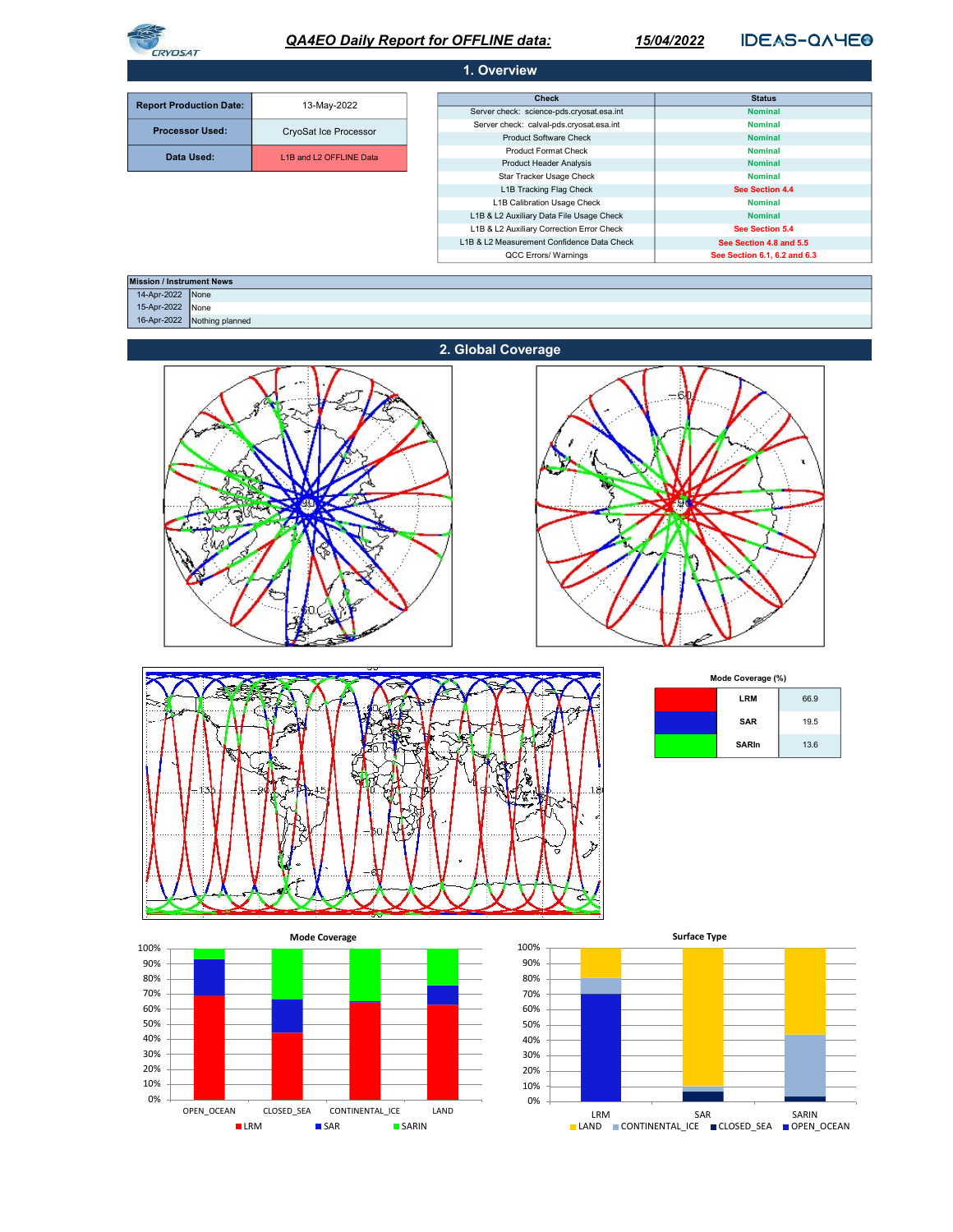# QA4EO Daily Report for OFFLINE data: 15/04/2022

CRYOSAT — IDEAS-QA4EO

## 1. Overview

| Report Production Date: | 13-May-2022 |
|---|---|
| Processor Used: | CryoSat Ice Processor |
| Data Used: | L1B and L2 OFFLINE Data |

| Check | Status |
|---|---|
| Server check: science-pds.cryosat.esa.int | Nominal |
| Server check: calval-pds.cryosat.esa.int | Nominal |
| Product Software Check | Nominal |
| Product Format Check | Nominal |
| Product Header Analysis | Nominal |
| Star Tracker Usage Check | Nominal |
| L1B Tracking Flag Check | See Section 4.4 |
| L1B Calibration Usage Check | Nominal |
| L1B & L2 Auxiliary Data File Usage Check | Nominal |
| L1B & L2 Auxiliary Correction Error Check | See Section 5.4 |
| L1B & L2 Measurement Confidence Data Check | See Section 4.8 and 5.5 |
| QCC Errors/ Warnings | See Section 6.1, 6.2 and 6.3 |

| Mission / Instrument News | |
|---|---|
| 14-Apr-2022 | None |
| 15-Apr-2022 | None |
| 16-Apr-2022 | Nothing planned |

## 2. Global Coverage

**Mode Coverage (%)**

| Mode | % |
|---|---|
| LRM | 66.9 |
| SAR | 19.5 |
| SARIn | 13.6 |

**Mode Coverage** (chart: OPEN_OCEAN, CLOSED_SEA, CONTINENTAL_ICE, LAND; legend: LRM, SAR, SARIN)

**Surface Type** (chart: LRM, SAR, SARIN; legend: LAND, CONTINENTAL_ICE, CLOSED_SEA, OPEN_OCEAN)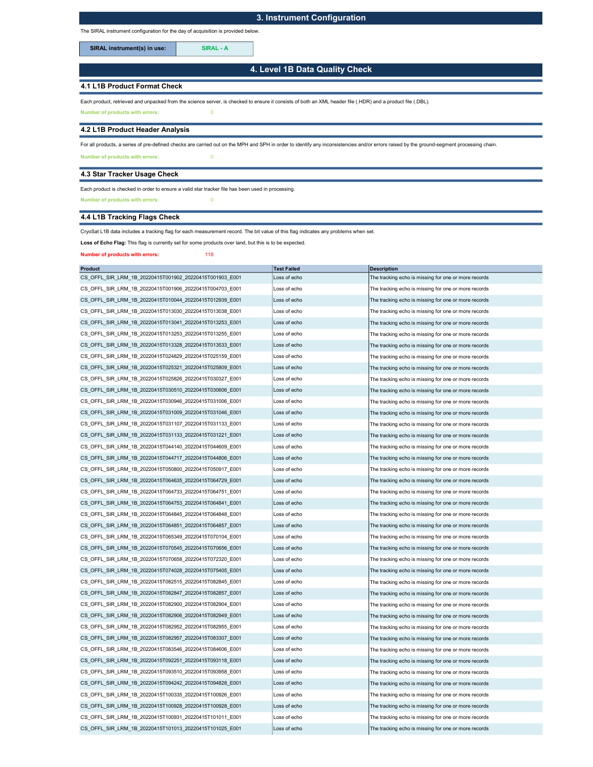## 3. Instrument Configuration

The SIRAL instrument configuration for the day of acquisition is provided below.

| SIRAL instrument(s) in use: | SIRAL - A |
|---|---|

## 4. Level 1B Data Quality Check

### 4.1 L1B Product Format Check

Each product, retrieved and unpacked from the science server, is checked to ensure it consists of both an XML header file (.HDR) and a product file (.DBL).

**Number of products with errors:** 0

### 4.2 L1B Product Header Analysis

For all products, a series of pre-defined checks are carried out on the MPH and SPH in order to identify any inconsistencies and/or errors raised by the ground-segment processing chain.

**Number of products with errors:** 0

### 4.3 Star Tracker Usage Check

Each product is checked in order to ensure a valid star tracker file has been used in processing.

**Number of products with errors:** 0

### 4.4 L1B Tracking Flags Check

CryoSat L1B data includes a tracking flag for each measurement record. The bit value of this flag indicates any problems when set.

**Loss of Echo Flag:** This flag is currently set for some products over land, but this is to be expected.

**Number of products with errors:** 118

| Product | Test Failed | Description |
|---|---|---|
| CS_OFFL_SIR_LRM_1B_20220415T001902_20220415T001903_E001 | Loss of echo | The tracking echo is missing for one or more records |
| CS_OFFL_SIR_LRM_1B_20220415T001906_20220415T004703_E001 | Loss of echo | The tracking echo is missing for one or more records |
| CS_OFFL_SIR_LRM_1B_20220415T010044_20220415T012939_E001 | Loss of echo | The tracking echo is missing for one or more records |
| CS_OFFL_SIR_LRM_1B_20220415T013030_20220415T013038_E001 | Loss of echo | The tracking echo is missing for one or more records |
| CS_OFFL_SIR_LRM_1B_20220415T013041_20220415T013253_E001 | Loss of echo | The tracking echo is missing for one or more records |
| CS_OFFL_SIR_LRM_1B_20220415T013253_20220415T013255_E001 | Loss of echo | The tracking echo is missing for one or more records |
| CS_OFFL_SIR_LRM_1B_20220415T013328_20220415T013533_E001 | Loss of echo | The tracking echo is missing for one or more records |
| CS_OFFL_SIR_LRM_1B_20220415T024829_20220415T025159_E001 | Loss of echo | The tracking echo is missing for one or more records |
| CS_OFFL_SIR_LRM_1B_20220415T025321_20220415T025809_E001 | Loss of echo | The tracking echo is missing for one or more records |
| CS_OFFL_SIR_LRM_1B_20220415T025826_20220415T030327_E001 | Loss of echo | The tracking echo is missing for one or more records |
| CS_OFFL_SIR_LRM_1B_20220415T030510_20220415T030606_E001 | Loss of echo | The tracking echo is missing for one or more records |
| CS_OFFL_SIR_LRM_1B_20220415T030946_20220415T031006_E001 | Loss of echo | The tracking echo is missing for one or more records |
| CS_OFFL_SIR_LRM_1B_20220415T031009_20220415T031046_E001 | Loss of echo | The tracking echo is missing for one or more records |
| CS_OFFL_SIR_LRM_1B_20220415T031107_20220415T031133_E001 | Loss of echo | The tracking echo is missing for one or more records |
| CS_OFFL_SIR_LRM_1B_20220415T031133_20220415T031221_E001 | Loss of echo | The tracking echo is missing for one or more records |
| CS_OFFL_SIR_LRM_1B_20220415T044140_20220415T044609_E001 | Loss of echo | The tracking echo is missing for one or more records |
| CS_OFFL_SIR_LRM_1B_20220415T044717_20220415T044806_E001 | Loss of echo | The tracking echo is missing for one or more records |
| CS_OFFL_SIR_LRM_1B_20220415T050800_20220415T050917_E001 | Loss of echo | The tracking echo is missing for one or more records |
| CS_OFFL_SIR_LRM_1B_20220415T064635_20220415T064729_E001 | Loss of echo | The tracking echo is missing for one or more records |
| CS_OFFL_SIR_LRM_1B_20220415T064733_20220415T064751_E001 | Loss of echo | The tracking echo is missing for one or more records |
| CS_OFFL_SIR_LRM_1B_20220415T064753_20220415T064841_E001 | Loss of echo | The tracking echo is missing for one or more records |
| CS_OFFL_SIR_LRM_1B_20220415T064845_20220415T064848_E001 | Loss of echo | The tracking echo is missing for one or more records |
| CS_OFFL_SIR_LRM_1B_20220415T064851_20220415T064857_E001 | Loss of echo | The tracking echo is missing for one or more records |
| CS_OFFL_SIR_LRM_1B_20220415T065349_20220415T070104_E001 | Loss of echo | The tracking echo is missing for one or more records |
| CS_OFFL_SIR_LRM_1B_20220415T070545_20220415T070656_E001 | Loss of echo | The tracking echo is missing for one or more records |
| CS_OFFL_SIR_LRM_1B_20220415T070658_20220415T072320_E001 | Loss of echo | The tracking echo is missing for one or more records |
| CS_OFFL_SIR_LRM_1B_20220415T074028_20220415T075405_E001 | Loss of echo | The tracking echo is missing for one or more records |
| CS_OFFL_SIR_LRM_1B_20220415T082515_20220415T082845_E001 | Loss of echo | The tracking echo is missing for one or more records |
| CS_OFFL_SIR_LRM_1B_20220415T082847_20220415T082857_E001 | Loss of echo | The tracking echo is missing for one or more records |
| CS_OFFL_SIR_LRM_1B_20220415T082900_20220415T082904_E001 | Loss of echo | The tracking echo is missing for one or more records |
| CS_OFFL_SIR_LRM_1B_20220415T082906_20220415T082949_E001 | Loss of echo | The tracking echo is missing for one or more records |
| CS_OFFL_SIR_LRM_1B_20220415T082952_20220415T082955_E001 | Loss of echo | The tracking echo is missing for one or more records |
| CS_OFFL_SIR_LRM_1B_20220415T082957_20220415T083307_E001 | Loss of echo | The tracking echo is missing for one or more records |
| CS_OFFL_SIR_LRM_1B_20220415T083546_20220415T084606_E001 | Loss of echo | The tracking echo is missing for one or more records |
| CS_OFFL_SIR_LRM_1B_20220415T092251_20220415T093118_E001 | Loss of echo | The tracking echo is missing for one or more records |
| CS_OFFL_SIR_LRM_1B_20220415T093510_20220415T093958_E001 | Loss of echo | The tracking echo is missing for one or more records |
| CS_OFFL_SIR_LRM_1B_20220415T094242_20220415T094828_E001 | Loss of echo | The tracking echo is missing for one or more records |
| CS_OFFL_SIR_LRM_1B_20220415T100335_20220415T100926_E001 | Loss of echo | The tracking echo is missing for one or more records |
| CS_OFFL_SIR_LRM_1B_20220415T100928_20220415T100928_E001 | Loss of echo | The tracking echo is missing for one or more records |
| CS_OFFL_SIR_LRM_1B_20220415T100931_20220415T101011_E001 | Loss of echo | The tracking echo is missing for one or more records |
| CS_OFFL_SIR_LRM_1B_20220415T101013_20220415T101025_E001 | Loss of echo | The tracking echo is missing for one or more records |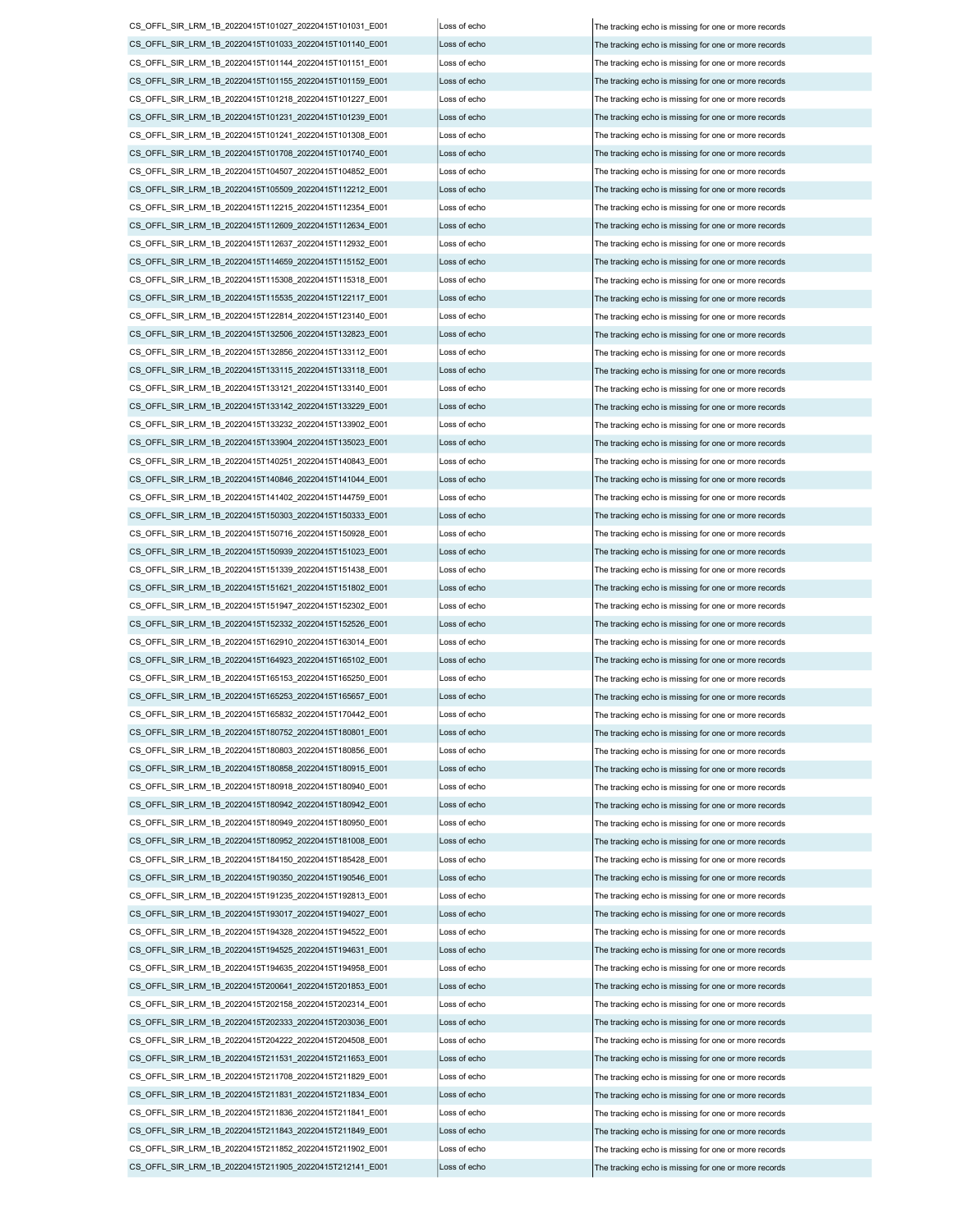| | | |
|---|---|---|
| CS_OFFL_SIR_LRM_1B_20220415T101027_20220415T101031_E001 | Loss of echo | The tracking echo is missing for one or more records |
| CS_OFFL_SIR_LRM_1B_20220415T101033_20220415T101140_E001 | Loss of echo | The tracking echo is missing for one or more records |
| CS_OFFL_SIR_LRM_1B_20220415T101144_20220415T101151_E001 | Loss of echo | The tracking echo is missing for one or more records |
| CS_OFFL_SIR_LRM_1B_20220415T101155_20220415T101159_E001 | Loss of echo | The tracking echo is missing for one or more records |
| CS_OFFL_SIR_LRM_1B_20220415T101218_20220415T101227_E001 | Loss of echo | The tracking echo is missing for one or more records |
| CS_OFFL_SIR_LRM_1B_20220415T101231_20220415T101239_E001 | Loss of echo | The tracking echo is missing for one or more records |
| CS_OFFL_SIR_LRM_1B_20220415T101241_20220415T101308_E001 | Loss of echo | The tracking echo is missing for one or more records |
| CS_OFFL_SIR_LRM_1B_20220415T101708_20220415T101740_E001 | Loss of echo | The tracking echo is missing for one or more records |
| CS_OFFL_SIR_LRM_1B_20220415T104507_20220415T104852_E001 | Loss of echo | The tracking echo is missing for one or more records |
| CS_OFFL_SIR_LRM_1B_20220415T105509_20220415T112212_E001 | Loss of echo | The tracking echo is missing for one or more records |
| CS_OFFL_SIR_LRM_1B_20220415T112215_20220415T112354_E001 | Loss of echo | The tracking echo is missing for one or more records |
| CS_OFFL_SIR_LRM_1B_20220415T112609_20220415T112634_E001 | Loss of echo | The tracking echo is missing for one or more records |
| CS_OFFL_SIR_LRM_1B_20220415T112637_20220415T112932_E001 | Loss of echo | The tracking echo is missing for one or more records |
| CS_OFFL_SIR_LRM_1B_20220415T114659_20220415T115152_E001 | Loss of echo | The tracking echo is missing for one or more records |
| CS_OFFL_SIR_LRM_1B_20220415T115308_20220415T115318_E001 | Loss of echo | The tracking echo is missing for one or more records |
| CS_OFFL_SIR_LRM_1B_20220415T115535_20220415T122117_E001 | Loss of echo | The tracking echo is missing for one or more records |
| CS_OFFL_SIR_LRM_1B_20220415T122814_20220415T123140_E001 | Loss of echo | The tracking echo is missing for one or more records |
| CS_OFFL_SIR_LRM_1B_20220415T132506_20220415T132823_E001 | Loss of echo | The tracking echo is missing for one or more records |
| CS_OFFL_SIR_LRM_1B_20220415T132856_20220415T133112_E001 | Loss of echo | The tracking echo is missing for one or more records |
| CS_OFFL_SIR_LRM_1B_20220415T133115_20220415T133118_E001 | Loss of echo | The tracking echo is missing for one or more records |
| CS_OFFL_SIR_LRM_1B_20220415T133121_20220415T133140_E001 | Loss of echo | The tracking echo is missing for one or more records |
| CS_OFFL_SIR_LRM_1B_20220415T133142_20220415T133229_E001 | Loss of echo | The tracking echo is missing for one or more records |
| CS_OFFL_SIR_LRM_1B_20220415T133232_20220415T133902_E001 | Loss of echo | The tracking echo is missing for one or more records |
| CS_OFFL_SIR_LRM_1B_20220415T133904_20220415T135023_E001 | Loss of echo | The tracking echo is missing for one or more records |
| CS_OFFL_SIR_LRM_1B_20220415T140251_20220415T140843_E001 | Loss of echo | The tracking echo is missing for one or more records |
| CS_OFFL_SIR_LRM_1B_20220415T140846_20220415T141044_E001 | Loss of echo | The tracking echo is missing for one or more records |
| CS_OFFL_SIR_LRM_1B_20220415T141402_20220415T144759_E001 | Loss of echo | The tracking echo is missing for one or more records |
| CS_OFFL_SIR_LRM_1B_20220415T150303_20220415T150333_E001 | Loss of echo | The tracking echo is missing for one or more records |
| CS_OFFL_SIR_LRM_1B_20220415T150716_20220415T150928_E001 | Loss of echo | The tracking echo is missing for one or more records |
| CS_OFFL_SIR_LRM_1B_20220415T150939_20220415T151023_E001 | Loss of echo | The tracking echo is missing for one or more records |
| CS_OFFL_SIR_LRM_1B_20220415T151339_20220415T151438_E001 | Loss of echo | The tracking echo is missing for one or more records |
| CS_OFFL_SIR_LRM_1B_20220415T151621_20220415T151802_E001 | Loss of echo | The tracking echo is missing for one or more records |
| CS_OFFL_SIR_LRM_1B_20220415T151947_20220415T152302_E001 | Loss of echo | The tracking echo is missing for one or more records |
| CS_OFFL_SIR_LRM_1B_20220415T152332_20220415T152526_E001 | Loss of echo | The tracking echo is missing for one or more records |
| CS_OFFL_SIR_LRM_1B_20220415T162910_20220415T163014_E001 | Loss of echo | The tracking echo is missing for one or more records |
| CS_OFFL_SIR_LRM_1B_20220415T164923_20220415T165102_E001 | Loss of echo | The tracking echo is missing for one or more records |
| CS_OFFL_SIR_LRM_1B_20220415T165153_20220415T165250_E001 | Loss of echo | The tracking echo is missing for one or more records |
| CS_OFFL_SIR_LRM_1B_20220415T165253_20220415T165657_E001 | Loss of echo | The tracking echo is missing for one or more records |
| CS_OFFL_SIR_LRM_1B_20220415T165832_20220415T170442_E001 | Loss of echo | The tracking echo is missing for one or more records |
| CS_OFFL_SIR_LRM_1B_20220415T180752_20220415T180801_E001 | Loss of echo | The tracking echo is missing for one or more records |
| CS_OFFL_SIR_LRM_1B_20220415T180803_20220415T180856_E001 | Loss of echo | The tracking echo is missing for one or more records |
| CS_OFFL_SIR_LRM_1B_20220415T180858_20220415T180915_E001 | Loss of echo | The tracking echo is missing for one or more records |
| CS_OFFL_SIR_LRM_1B_20220415T180918_20220415T180940_E001 | Loss of echo | The tracking echo is missing for one or more records |
| CS_OFFL_SIR_LRM_1B_20220415T180942_20220415T180942_E001 | Loss of echo | The tracking echo is missing for one or more records |
| CS_OFFL_SIR_LRM_1B_20220415T180949_20220415T180950_E001 | Loss of echo | The tracking echo is missing for one or more records |
| CS_OFFL_SIR_LRM_1B_20220415T180952_20220415T181008_E001 | Loss of echo | The tracking echo is missing for one or more records |
| CS_OFFL_SIR_LRM_1B_20220415T184150_20220415T185428_E001 | Loss of echo | The tracking echo is missing for one or more records |
| CS_OFFL_SIR_LRM_1B_20220415T190350_20220415T190546_E001 | Loss of echo | The tracking echo is missing for one or more records |
| CS_OFFL_SIR_LRM_1B_20220415T191235_20220415T192813_E001 | Loss of echo | The tracking echo is missing for one or more records |
| CS_OFFL_SIR_LRM_1B_20220415T193017_20220415T194027_E001 | Loss of echo | The tracking echo is missing for one or more records |
| CS_OFFL_SIR_LRM_1B_20220415T194328_20220415T194522_E001 | Loss of echo | The tracking echo is missing for one or more records |
| CS_OFFL_SIR_LRM_1B_20220415T194525_20220415T194631_E001 | Loss of echo | The tracking echo is missing for one or more records |
| CS_OFFL_SIR_LRM_1B_20220415T194635_20220415T194958_E001 | Loss of echo | The tracking echo is missing for one or more records |
| CS_OFFL_SIR_LRM_1B_20220415T200641_20220415T201853_E001 | Loss of echo | The tracking echo is missing for one or more records |
| CS_OFFL_SIR_LRM_1B_20220415T202158_20220415T202314_E001 | Loss of echo | The tracking echo is missing for one or more records |
| CS_OFFL_SIR_LRM_1B_20220415T202333_20220415T203036_E001 | Loss of echo | The tracking echo is missing for one or more records |
| CS_OFFL_SIR_LRM_1B_20220415T204222_20220415T204508_E001 | Loss of echo | The tracking echo is missing for one or more records |
| CS_OFFL_SIR_LRM_1B_20220415T211531_20220415T211653_E001 | Loss of echo | The tracking echo is missing for one or more records |
| CS_OFFL_SIR_LRM_1B_20220415T211708_20220415T211829_E001 | Loss of echo | The tracking echo is missing for one or more records |
| CS_OFFL_SIR_LRM_1B_20220415T211831_20220415T211834_E001 | Loss of echo | The tracking echo is missing for one or more records |
| CS_OFFL_SIR_LRM_1B_20220415T211836_20220415T211841_E001 | Loss of echo | The tracking echo is missing for one or more records |
| CS_OFFL_SIR_LRM_1B_20220415T211843_20220415T211849_E001 | Loss of echo | The tracking echo is missing for one or more records |
| CS_OFFL_SIR_LRM_1B_20220415T211852_20220415T211902_E001 | Loss of echo | The tracking echo is missing for one or more records |
| CS_OFFL_SIR_LRM_1B_20220415T211905_20220415T212141_E001 | Loss of echo | The tracking echo is missing for one or more records |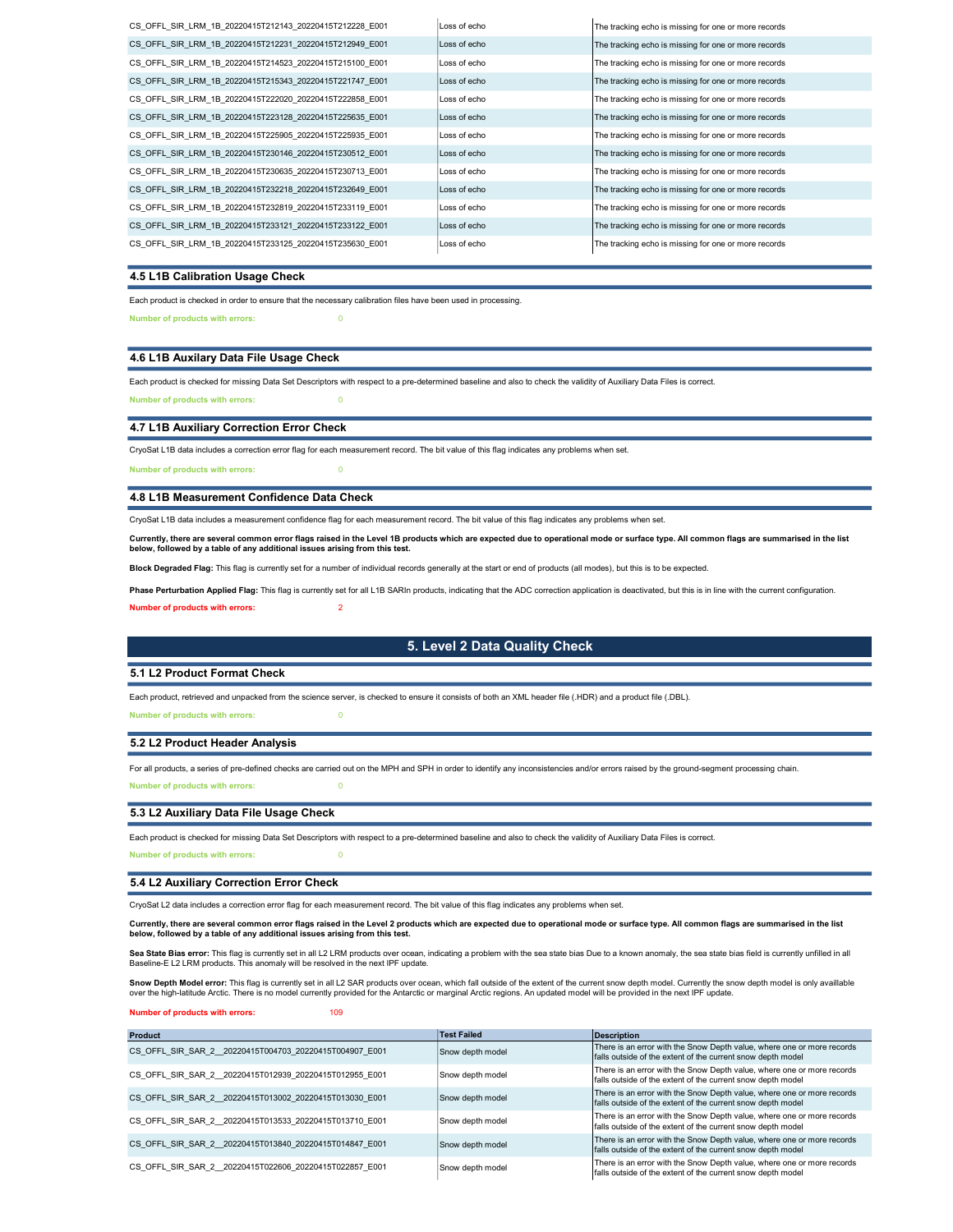| | | |
|---|---|---|
| CS_OFFL_SIR_LRM_1B_20220415T212143_20220415T212228_E001 | Loss of echo | The tracking echo is missing for one or more records |
| CS_OFFL_SIR_LRM_1B_20220415T212231_20220415T212949_E001 | Loss of echo | The tracking echo is missing for one or more records |
| CS_OFFL_SIR_LRM_1B_20220415T214523_20220415T215100_E001 | Loss of echo | The tracking echo is missing for one or more records |
| CS_OFFL_SIR_LRM_1B_20220415T215343_20220415T221747_E001 | Loss of echo | The tracking echo is missing for one or more records |
| CS_OFFL_SIR_LRM_1B_20220415T222020_20220415T222858_E001 | Loss of echo | The tracking echo is missing for one or more records |
| CS_OFFL_SIR_LRM_1B_20220415T223128_20220415T225635_E001 | Loss of echo | The tracking echo is missing for one or more records |
| CS_OFFL_SIR_LRM_1B_20220415T225905_20220415T225935_E001 | Loss of echo | The tracking echo is missing for one or more records |
| CS_OFFL_SIR_LRM_1B_20220415T230146_20220415T230512_E001 | Loss of echo | The tracking echo is missing for one or more records |
| CS_OFFL_SIR_LRM_1B_20220415T230635_20220415T230713_E001 | Loss of echo | The tracking echo is missing for one or more records |
| CS_OFFL_SIR_LRM_1B_20220415T232218_20220415T232649_E001 | Loss of echo | The tracking echo is missing for one or more records |
| CS_OFFL_SIR_LRM_1B_20220415T232819_20220415T233119_E001 | Loss of echo | The tracking echo is missing for one or more records |
| CS_OFFL_SIR_LRM_1B_20220415T233121_20220415T233122_E001 | Loss of echo | The tracking echo is missing for one or more records |
| CS_OFFL_SIR_LRM_1B_20220415T233125_20220415T235630_E001 | Loss of echo | The tracking echo is missing for one or more records |

### 4.5 L1B Calibration Usage Check

Each product is checked in order to ensure that the necessary calibration files have been used in processing.

**Number of products with errors:** 0

### 4.6 L1B Auxilary Data File Usage Check

Each product is checked for missing Data Set Descriptors with respect to a pre-determined baseline and also to check the validity of Auxiliary Data Files is correct.

**Number of products with errors:** 0

### 4.7 L1B Auxiliary Correction Error Check

CryoSat L1B data includes a correction error flag for each measurement record. The bit value of this flag indicates any problems when set.

**Number of products with errors:** 0

### 4.8 L1B Measurement Confidence Data Check

CryoSat L1B data includes a measurement confidence flag for each measurement record. The bit value of this flag indicates any problems when set.

**Currently, there are several common error flags raised in the Level 1B products which are expected due to operational mode or surface type. All common flags are summarised in the list below, followed by a table of any additional issues arising from this test.**

**Block Degraded Flag:** This flag is currently set for a number of individual records generally at the start or end of products (all modes), but this is to be expected.

**Phase Perturbation Applied Flag:** This flag is currently set for all L1B SARIn products, indicating that the ADC correction application is deactivated, but this is in line with the current configuration.

**Number of products with errors:** 2

## 5. Level 2 Data Quality Check

### 5.1 L2 Product Format Check

Each product, retrieved and unpacked from the science server, is checked to ensure it consists of both an XML header file (.HDR) and a product file (.DBL).

**Number of products with errors:** 0

### 5.2 L2 Product Header Analysis

For all products, a series of pre-defined checks are carried out on the MPH and SPH in order to identify any inconsistencies and/or errors raised by the ground-segment processing chain.

**Number of products with errors:** 0

### 5.3 L2 Auxiliary Data File Usage Check

Each product is checked for missing Data Set Descriptors with respect to a pre-determined baseline and also to check the validity of Auxiliary Data Files is correct.

**Number of products with errors:** 0

### 5.4 L2 Auxiliary Correction Error Check

CryoSat L2 data includes a correction error flag for each measurement record. The bit value of this flag indicates any problems when set.

**Currently, there are several common error flags raised in the Level 2 products which are expected due to operational mode or surface type. All common flags are summarised in the list below, followed by a table of any additional issues arising from this test.**

**Sea State Bias error:** This flag is currently set in all L2 LRM products over ocean, indicating a problem with the sea state bias Due to a known anomaly, the sea state bias field is currently unfilled in all Baseline-E L2 LRM products. This anomaly will be resolved in the next IPF update.

**Snow Depth Model error:** This flag is currently set in all L2 SAR products over ocean, which fall outside of the extent of the current snow depth model. Currently the snow depth model is only availlable over the high-latitude Arctic. There is no model currently provided for the Antarctic or marginal Arctic regions. An updated model will be provided in the next IPF update.

**Number of products with errors:** 109

| Product | Test Failed | Description |
|---|---|---|
| CS_OFFL_SIR_SAR_2__20220415T004703_20220415T004907_E001 | Snow depth model | There is an error with the Snow Depth value, where one or more records falls outside of the extent of the current snow depth model |
| CS_OFFL_SIR_SAR_2__20220415T012939_20220415T012955_E001 | Snow depth model | There is an error with the Snow Depth value, where one or more records falls outside of the extent of the current snow depth model |
| CS_OFFL_SIR_SAR_2__20220415T013002_20220415T013030_E001 | Snow depth model | There is an error with the Snow Depth value, where one or more records falls outside of the extent of the current snow depth model |
| CS_OFFL_SIR_SAR_2__20220415T013533_20220415T013710_E001 | Snow depth model | There is an error with the Snow Depth value, where one or more records falls outside of the extent of the current snow depth model |
| CS_OFFL_SIR_SAR_2__20220415T013840_20220415T014847_E001 | Snow depth model | There is an error with the Snow Depth value, where one or more records falls outside of the extent of the current snow depth model |
| CS_OFFL_SIR_SAR_2__20220415T022606_20220415T022857_E001 | Snow depth model | There is an error with the Snow Depth value, where one or more records falls outside of the extent of the current snow depth model |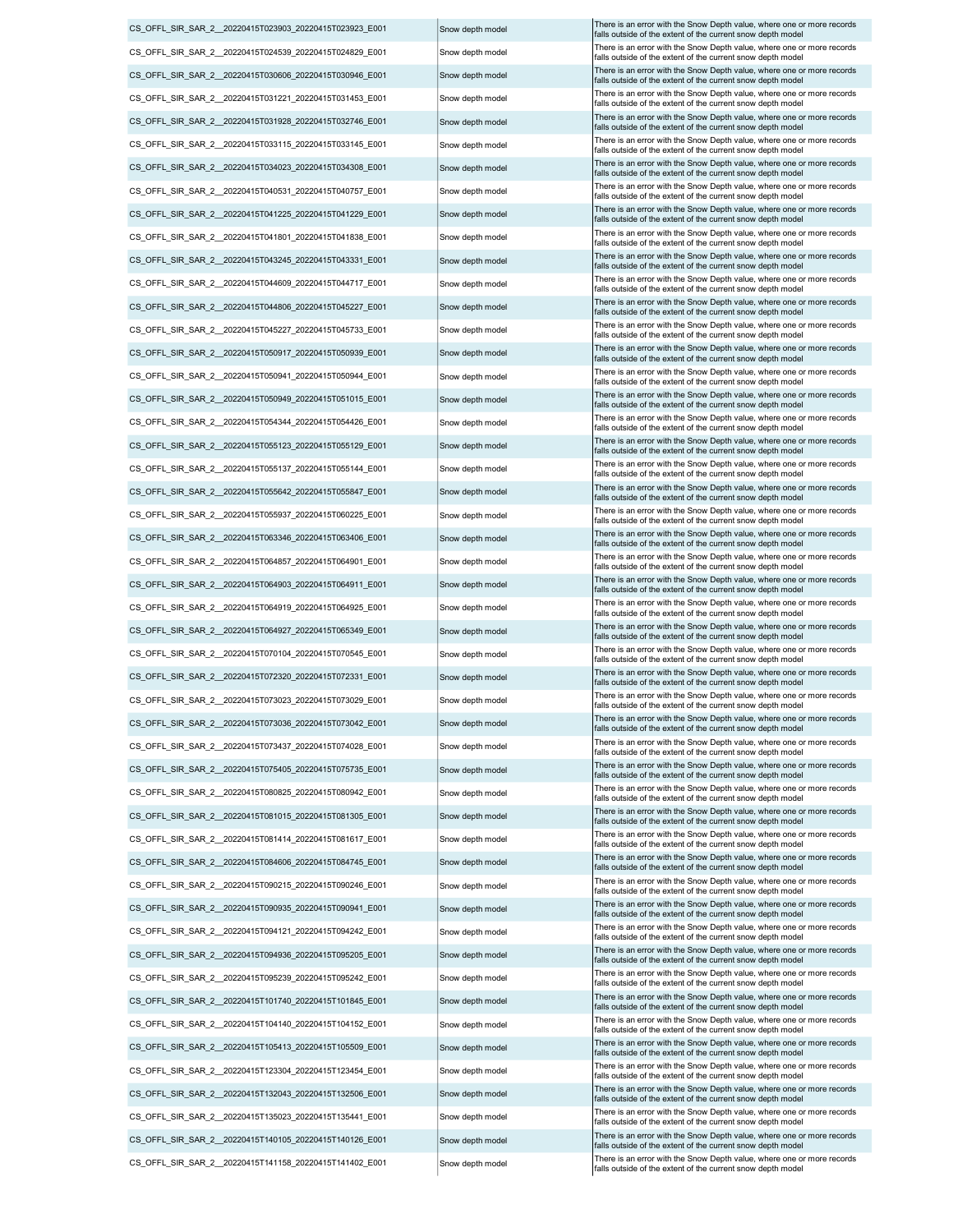| | | |
|---|---|---|
| CS_OFFL_SIR_SAR_2__20220415T023903_20220415T023923_E001 | Snow depth model | There is an error with the Snow Depth value, where one or more records falls outside of the extent of the current snow depth model |
| CS_OFFL_SIR_SAR_2__20220415T024539_20220415T024829_E001 | Snow depth model | There is an error with the Snow Depth value, where one or more records falls outside of the extent of the current snow depth model |
| CS_OFFL_SIR_SAR_2__20220415T030606_20220415T030946_E001 | Snow depth model | There is an error with the Snow Depth value, where one or more records falls outside of the extent of the current snow depth model |
| CS_OFFL_SIR_SAR_2__20220415T031221_20220415T031453_E001 | Snow depth model | There is an error with the Snow Depth value, where one or more records falls outside of the extent of the current snow depth model |
| CS_OFFL_SIR_SAR_2__20220415T031928_20220415T032746_E001 | Snow depth model | There is an error with the Snow Depth value, where one or more records falls outside of the extent of the current snow depth model |
| CS_OFFL_SIR_SAR_2__20220415T033115_20220415T033145_E001 | Snow depth model | There is an error with the Snow Depth value, where one or more records falls outside of the extent of the current snow depth model |
| CS_OFFL_SIR_SAR_2__20220415T034023_20220415T034308_E001 | Snow depth model | There is an error with the Snow Depth value, where one or more records falls outside of the extent of the current snow depth model |
| CS_OFFL_SIR_SAR_2__20220415T040531_20220415T040757_E001 | Snow depth model | There is an error with the Snow Depth value, where one or more records falls outside of the extent of the current snow depth model |
| CS_OFFL_SIR_SAR_2__20220415T041225_20220415T041229_E001 | Snow depth model | There is an error with the Snow Depth value, where one or more records falls outside of the extent of the current snow depth model |
| CS_OFFL_SIR_SAR_2__20220415T041801_20220415T041838_E001 | Snow depth model | There is an error with the Snow Depth value, where one or more records falls outside of the extent of the current snow depth model |
| CS_OFFL_SIR_SAR_2__20220415T043245_20220415T043331_E001 | Snow depth model | There is an error with the Snow Depth value, where one or more records falls outside of the extent of the current snow depth model |
| CS_OFFL_SIR_SAR_2__20220415T044609_20220415T044717_E001 | Snow depth model | There is an error with the Snow Depth value, where one or more records falls outside of the extent of the current snow depth model |
| CS_OFFL_SIR_SAR_2__20220415T044806_20220415T045227_E001 | Snow depth model | There is an error with the Snow Depth value, where one or more records falls outside of the extent of the current snow depth model |
| CS_OFFL_SIR_SAR_2__20220415T045227_20220415T045733_E001 | Snow depth model | There is an error with the Snow Depth value, where one or more records falls outside of the extent of the current snow depth model |
| CS_OFFL_SIR_SAR_2__20220415T050917_20220415T050939_E001 | Snow depth model | There is an error with the Snow Depth value, where one or more records falls outside of the extent of the current snow depth model |
| CS_OFFL_SIR_SAR_2__20220415T050941_20220415T050944_E001 | Snow depth model | There is an error with the Snow Depth value, where one or more records falls outside of the extent of the current snow depth model |
| CS_OFFL_SIR_SAR_2__20220415T050949_20220415T051015_E001 | Snow depth model | There is an error with the Snow Depth value, where one or more records falls outside of the extent of the current snow depth model |
| CS_OFFL_SIR_SAR_2__20220415T054344_20220415T054426_E001 | Snow depth model | There is an error with the Snow Depth value, where one or more records falls outside of the extent of the current snow depth model |
| CS_OFFL_SIR_SAR_2__20220415T055123_20220415T055129_E001 | Snow depth model | There is an error with the Snow Depth value, where one or more records falls outside of the extent of the current snow depth model |
| CS_OFFL_SIR_SAR_2__20220415T055137_20220415T055144_E001 | Snow depth model | There is an error with the Snow Depth value, where one or more records falls outside of the extent of the current snow depth model |
| CS_OFFL_SIR_SAR_2__20220415T055642_20220415T055847_E001 | Snow depth model | There is an error with the Snow Depth value, where one or more records falls outside of the extent of the current snow depth model |
| CS_OFFL_SIR_SAR_2__20220415T055937_20220415T060225_E001 | Snow depth model | There is an error with the Snow Depth value, where one or more records falls outside of the extent of the current snow depth model |
| CS_OFFL_SIR_SAR_2__20220415T063346_20220415T063406_E001 | Snow depth model | There is an error with the Snow Depth value, where one or more records falls outside of the extent of the current snow depth model |
| CS_OFFL_SIR_SAR_2__20220415T064857_20220415T064901_E001 | Snow depth model | There is an error with the Snow Depth value, where one or more records falls outside of the extent of the current snow depth model |
| CS_OFFL_SIR_SAR_2__20220415T064903_20220415T064911_E001 | Snow depth model | There is an error with the Snow Depth value, where one or more records falls outside of the extent of the current snow depth model |
| CS_OFFL_SIR_SAR_2__20220415T064919_20220415T064925_E001 | Snow depth model | There is an error with the Snow Depth value, where one or more records falls outside of the extent of the current snow depth model |
| CS_OFFL_SIR_SAR_2__20220415T064927_20220415T065349_E001 | Snow depth model | There is an error with the Snow Depth value, where one or more records falls outside of the extent of the current snow depth model |
| CS_OFFL_SIR_SAR_2__20220415T070104_20220415T070545_E001 | Snow depth model | There is an error with the Snow Depth value, where one or more records falls outside of the extent of the current snow depth model |
| CS_OFFL_SIR_SAR_2__20220415T072320_20220415T072331_E001 | Snow depth model | There is an error with the Snow Depth value, where one or more records falls outside of the extent of the current snow depth model |
| CS_OFFL_SIR_SAR_2__20220415T073023_20220415T073029_E001 | Snow depth model | There is an error with the Snow Depth value, where one or more records falls outside of the extent of the current snow depth model |
| CS_OFFL_SIR_SAR_2__20220415T073036_20220415T073042_E001 | Snow depth model | There is an error with the Snow Depth value, where one or more records falls outside of the extent of the current snow depth model |
| CS_OFFL_SIR_SAR_2__20220415T073437_20220415T074028_E001 | Snow depth model | There is an error with the Snow Depth value, where one or more records falls outside of the extent of the current snow depth model |
| CS_OFFL_SIR_SAR_2__20220415T075405_20220415T075735_E001 | Snow depth model | There is an error with the Snow Depth value, where one or more records falls outside of the extent of the current snow depth model |
| CS_OFFL_SIR_SAR_2__20220415T080825_20220415T080942_E001 | Snow depth model | There is an error with the Snow Depth value, where one or more records falls outside of the extent of the current snow depth model |
| CS_OFFL_SIR_SAR_2__20220415T081015_20220415T081305_E001 | Snow depth model | There is an error with the Snow Depth value, where one or more records falls outside of the extent of the current snow depth model |
| CS_OFFL_SIR_SAR_2__20220415T081414_20220415T081617_E001 | Snow depth model | There is an error with the Snow Depth value, where one or more records falls outside of the extent of the current snow depth model |
| CS_OFFL_SIR_SAR_2__20220415T084606_20220415T084745_E001 | Snow depth model | There is an error with the Snow Depth value, where one or more records falls outside of the extent of the current snow depth model |
| CS_OFFL_SIR_SAR_2__20220415T090215_20220415T090246_E001 | Snow depth model | There is an error with the Snow Depth value, where one or more records falls outside of the extent of the current snow depth model |
| CS_OFFL_SIR_SAR_2__20220415T090935_20220415T090941_E001 | Snow depth model | There is an error with the Snow Depth value, where one or more records falls outside of the extent of the current snow depth model |
| CS_OFFL_SIR_SAR_2__20220415T094121_20220415T094242_E001 | Snow depth model | There is an error with the Snow Depth value, where one or more records falls outside of the extent of the current snow depth model |
| CS_OFFL_SIR_SAR_2__20220415T094936_20220415T095205_E001 | Snow depth model | There is an error with the Snow Depth value, where one or more records falls outside of the extent of the current snow depth model |
| CS_OFFL_SIR_SAR_2__20220415T095239_20220415T095242_E001 | Snow depth model | There is an error with the Snow Depth value, where one or more records falls outside of the extent of the current snow depth model |
| CS_OFFL_SIR_SAR_2__20220415T101740_20220415T101845_E001 | Snow depth model | There is an error with the Snow Depth value, where one or more records falls outside of the extent of the current snow depth model |
| CS_OFFL_SIR_SAR_2__20220415T104140_20220415T104152_E001 | Snow depth model | There is an error with the Snow Depth value, where one or more records falls outside of the extent of the current snow depth model |
| CS_OFFL_SIR_SAR_2__20220415T105413_20220415T105509_E001 | Snow depth model | There is an error with the Snow Depth value, where one or more records falls outside of the extent of the current snow depth model |
| CS_OFFL_SIR_SAR_2__20220415T123304_20220415T123454_E001 | Snow depth model | There is an error with the Snow Depth value, where one or more records falls outside of the extent of the current snow depth model |
| CS_OFFL_SIR_SAR_2__20220415T132043_20220415T132506_E001 | Snow depth model | There is an error with the Snow Depth value, where one or more records falls outside of the extent of the current snow depth model |
| CS_OFFL_SIR_SAR_2__20220415T135023_20220415T135441_E001 | Snow depth model | There is an error with the Snow Depth value, where one or more records falls outside of the extent of the current snow depth model |
| CS_OFFL_SIR_SAR_2__20220415T140105_20220415T140126_E001 | Snow depth model | There is an error with the Snow Depth value, where one or more records falls outside of the extent of the current snow depth model |
| CS_OFFL_SIR_SAR_2__20220415T141158_20220415T141402_E001 | Snow depth model | There is an error with the Snow Depth value, where one or more records falls outside of the extent of the current snow depth model |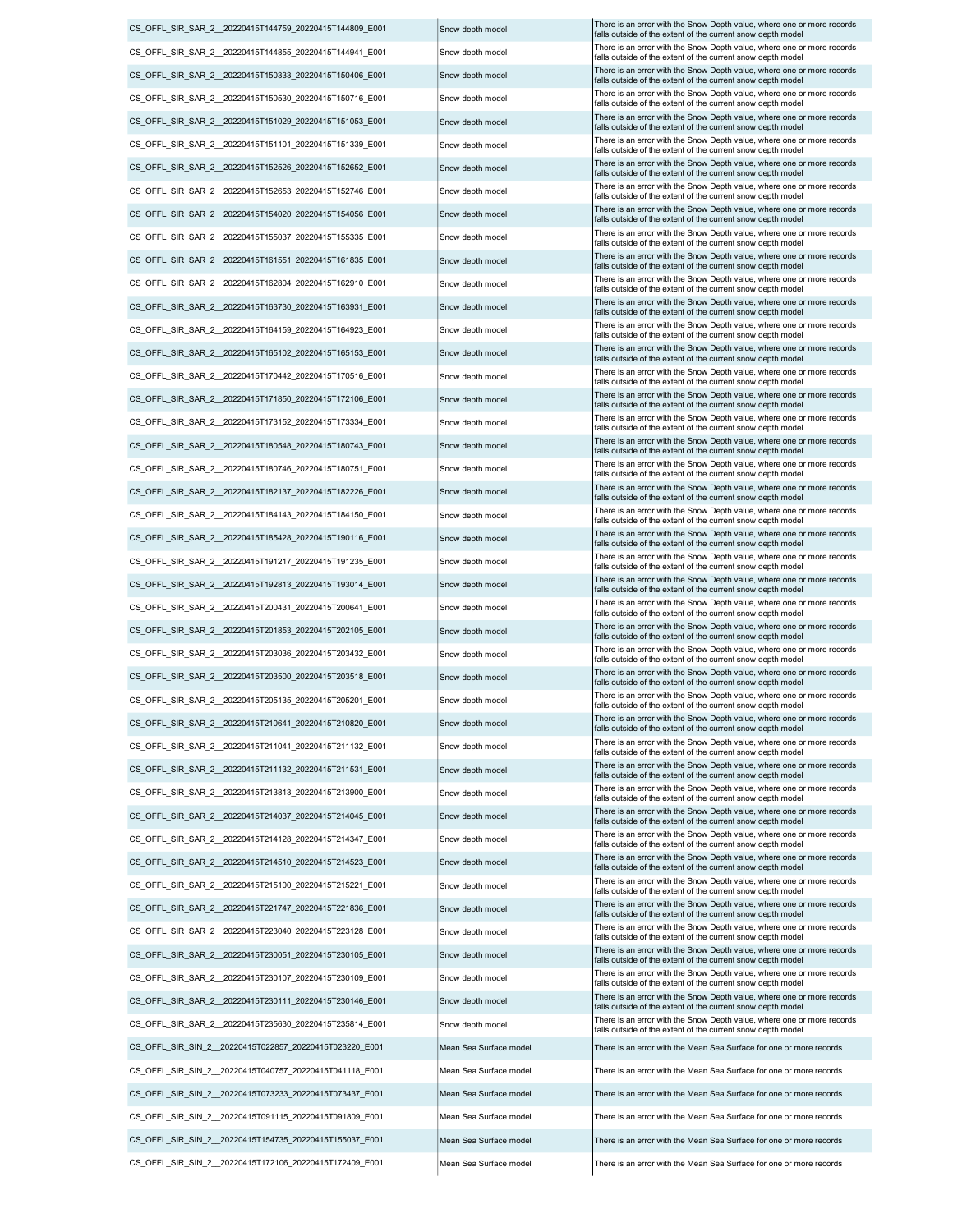| | | |
|---|---|---|
| CS_OFFL_SIR_SAR_2__20220415T144759_20220415T144809_E001 | Snow depth model | There is an error with the Snow Depth value, where one or more records falls outside of the extent of the current snow depth model |
| CS_OFFL_SIR_SAR_2__20220415T144855_20220415T144941_E001 | Snow depth model | There is an error with the Snow Depth value, where one or more records falls outside of the extent of the current snow depth model |
| CS_OFFL_SIR_SAR_2__20220415T150333_20220415T150406_E001 | Snow depth model | There is an error with the Snow Depth value, where one or more records falls outside of the extent of the current snow depth model |
| CS_OFFL_SIR_SAR_2__20220415T150530_20220415T150716_E001 | Snow depth model | There is an error with the Snow Depth value, where one or more records falls outside of the extent of the current snow depth model |
| CS_OFFL_SIR_SAR_2__20220415T151029_20220415T151053_E001 | Snow depth model | There is an error with the Snow Depth value, where one or more records falls outside of the extent of the current snow depth model |
| CS_OFFL_SIR_SAR_2__20220415T151101_20220415T151339_E001 | Snow depth model | There is an error with the Snow Depth value, where one or more records falls outside of the extent of the current snow depth model |
| CS_OFFL_SIR_SAR_2__20220415T152526_20220415T152652_E001 | Snow depth model | There is an error with the Snow Depth value, where one or more records falls outside of the extent of the current snow depth model |
| CS_OFFL_SIR_SAR_2__20220415T152653_20220415T152746_E001 | Snow depth model | There is an error with the Snow Depth value, where one or more records falls outside of the extent of the current snow depth model |
| CS_OFFL_SIR_SAR_2__20220415T154020_20220415T154056_E001 | Snow depth model | There is an error with the Snow Depth value, where one or more records falls outside of the extent of the current snow depth model |
| CS_OFFL_SIR_SAR_2__20220415T155037_20220415T155335_E001 | Snow depth model | There is an error with the Snow Depth value, where one or more records falls outside of the extent of the current snow depth model |
| CS_OFFL_SIR_SAR_2__20220415T161551_20220415T161835_E001 | Snow depth model | There is an error with the Snow Depth value, where one or more records falls outside of the extent of the current snow depth model |
| CS_OFFL_SIR_SAR_2__20220415T162804_20220415T162910_E001 | Snow depth model | There is an error with the Snow Depth value, where one or more records falls outside of the extent of the current snow depth model |
| CS_OFFL_SIR_SAR_2__20220415T163730_20220415T163931_E001 | Snow depth model | There is an error with the Snow Depth value, where one or more records falls outside of the extent of the current snow depth model |
| CS_OFFL_SIR_SAR_2__20220415T164159_20220415T164923_E001 | Snow depth model | There is an error with the Snow Depth value, where one or more records falls outside of the extent of the current snow depth model |
| CS_OFFL_SIR_SAR_2__20220415T165102_20220415T165153_E001 | Snow depth model | There is an error with the Snow Depth value, where one or more records falls outside of the extent of the current snow depth model |
| CS_OFFL_SIR_SAR_2__20220415T170442_20220415T170516_E001 | Snow depth model | There is an error with the Snow Depth value, where one or more records falls outside of the extent of the current snow depth model |
| CS_OFFL_SIR_SAR_2__20220415T171850_20220415T172106_E001 | Snow depth model | There is an error with the Snow Depth value, where one or more records falls outside of the extent of the current snow depth model |
| CS_OFFL_SIR_SAR_2__20220415T173152_20220415T173334_E001 | Snow depth model | There is an error with the Snow Depth value, where one or more records falls outside of the extent of the current snow depth model |
| CS_OFFL_SIR_SAR_2__20220415T180548_20220415T180743_E001 | Snow depth model | There is an error with the Snow Depth value, where one or more records falls outside of the extent of the current snow depth model |
| CS_OFFL_SIR_SAR_2__20220415T180746_20220415T180751_E001 | Snow depth model | There is an error with the Snow Depth value, where one or more records falls outside of the extent of the current snow depth model |
| CS_OFFL_SIR_SAR_2__20220415T182137_20220415T182226_E001 | Snow depth model | There is an error with the Snow Depth value, where one or more records falls outside of the extent of the current snow depth model |
| CS_OFFL_SIR_SAR_2__20220415T184143_20220415T184150_E001 | Snow depth model | There is an error with the Snow Depth value, where one or more records falls outside of the extent of the current snow depth model |
| CS_OFFL_SIR_SAR_2__20220415T185428_20220415T190116_E001 | Snow depth model | There is an error with the Snow Depth value, where one or more records falls outside of the extent of the current snow depth model |
| CS_OFFL_SIR_SAR_2__20220415T191217_20220415T191235_E001 | Snow depth model | There is an error with the Snow Depth value, where one or more records falls outside of the extent of the current snow depth model |
| CS_OFFL_SIR_SAR_2__20220415T192813_20220415T193014_E001 | Snow depth model | There is an error with the Snow Depth value, where one or more records falls outside of the extent of the current snow depth model |
| CS_OFFL_SIR_SAR_2__20220415T200431_20220415T200641_E001 | Snow depth model | There is an error with the Snow Depth value, where one or more records falls outside of the extent of the current snow depth model |
| CS_OFFL_SIR_SAR_2__20220415T201853_20220415T202105_E001 | Snow depth model | There is an error with the Snow Depth value, where one or more records falls outside of the extent of the current snow depth model |
| CS_OFFL_SIR_SAR_2__20220415T203036_20220415T203432_E001 | Snow depth model | There is an error with the Snow Depth value, where one or more records falls outside of the extent of the current snow depth model |
| CS_OFFL_SIR_SAR_2__20220415T203500_20220415T203518_E001 | Snow depth model | There is an error with the Snow Depth value, where one or more records falls outside of the extent of the current snow depth model |
| CS_OFFL_SIR_SAR_2__20220415T205135_20220415T205201_E001 | Snow depth model | There is an error with the Snow Depth value, where one or more records falls outside of the extent of the current snow depth model |
| CS_OFFL_SIR_SAR_2__20220415T210641_20220415T210820_E001 | Snow depth model | There is an error with the Snow Depth value, where one or more records falls outside of the extent of the current snow depth model |
| CS_OFFL_SIR_SAR_2__20220415T211041_20220415T211132_E001 | Snow depth model | There is an error with the Snow Depth value, where one or more records falls outside of the extent of the current snow depth model |
| CS_OFFL_SIR_SAR_2__20220415T211132_20220415T211531_E001 | Snow depth model | There is an error with the Snow Depth value, where one or more records falls outside of the extent of the current snow depth model |
| CS_OFFL_SIR_SAR_2__20220415T213813_20220415T213900_E001 | Snow depth model | There is an error with the Snow Depth value, where one or more records falls outside of the extent of the current snow depth model |
| CS_OFFL_SIR_SAR_2__20220415T214037_20220415T214045_E001 | Snow depth model | There is an error with the Snow Depth value, where one or more records falls outside of the extent of the current snow depth model |
| CS_OFFL_SIR_SAR_2__20220415T214128_20220415T214347_E001 | Snow depth model | There is an error with the Snow Depth value, where one or more records falls outside of the extent of the current snow depth model |
| CS_OFFL_SIR_SAR_2__20220415T214510_20220415T214523_E001 | Snow depth model | There is an error with the Snow Depth value, where one or more records falls outside of the extent of the current snow depth model |
| CS_OFFL_SIR_SAR_2__20220415T215100_20220415T215221_E001 | Snow depth model | There is an error with the Snow Depth value, where one or more records falls outside of the extent of the current snow depth model |
| CS_OFFL_SIR_SAR_2__20220415T221747_20220415T221836_E001 | Snow depth model | There is an error with the Snow Depth value, where one or more records falls outside of the extent of the current snow depth model |
| CS_OFFL_SIR_SAR_2__20220415T223040_20220415T223128_E001 | Snow depth model | There is an error with the Snow Depth value, where one or more records falls outside of the extent of the current snow depth model |
| CS_OFFL_SIR_SAR_2__20220415T230051_20220415T230105_E001 | Snow depth model | There is an error with the Snow Depth value, where one or more records falls outside of the extent of the current snow depth model |
| CS_OFFL_SIR_SAR_2__20220415T230107_20220415T230109_E001 | Snow depth model | There is an error with the Snow Depth value, where one or more records falls outside of the extent of the current snow depth model |
| CS_OFFL_SIR_SAR_2__20220415T230111_20220415T230146_E001 | Snow depth model | There is an error with the Snow Depth value, where one or more records falls outside of the extent of the current snow depth model |
| CS_OFFL_SIR_SAR_2__20220415T235630_20220415T235814_E001 | Snow depth model | There is an error with the Snow Depth value, where one or more records falls outside of the extent of the current snow depth model |
| CS_OFFL_SIR_SIN_2__20220415T022857_20220415T023220_E001 | Mean Sea Surface model | There is an error with the Mean Sea Surface for one or more records |
| CS_OFFL_SIR_SIN_2__20220415T040757_20220415T041118_E001 | Mean Sea Surface model | There is an error with the Mean Sea Surface for one or more records |
| CS_OFFL_SIR_SIN_2__20220415T073233_20220415T073437_E001 | Mean Sea Surface model | There is an error with the Mean Sea Surface for one or more records |
| CS_OFFL_SIR_SIN_2__20220415T091115_20220415T091809_E001 | Mean Sea Surface model | There is an error with the Mean Sea Surface for one or more records |
| CS_OFFL_SIR_SIN_2__20220415T154735_20220415T155037_E001 | Mean Sea Surface model | There is an error with the Mean Sea Surface for one or more records |
| CS_OFFL_SIR_SIN_2__20220415T172106_20220415T172409_E001 | Mean Sea Surface model | There is an error with the Mean Sea Surface for one or more records |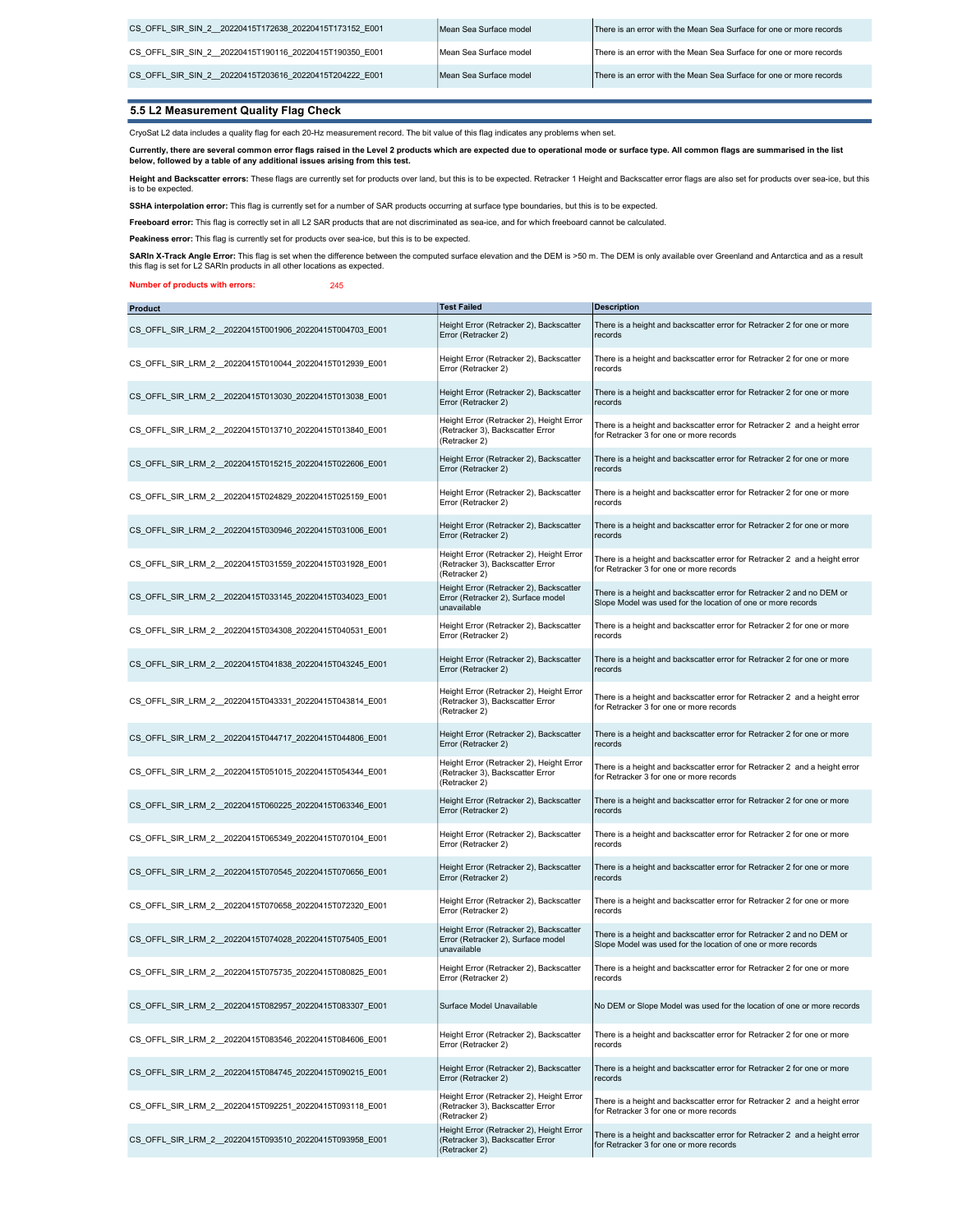| | | |
|---|---|---|
| CS_OFFL_SIR_SIN_2__20220415T172638_20220415T173152_E001 | Mean Sea Surface model | There is an error with the Mean Sea Surface for one or more records |
| CS_OFFL_SIR_SIN_2__20220415T190116_20220415T190350_E001 | Mean Sea Surface model | There is an error with the Mean Sea Surface for one or more records |
| CS_OFFL_SIR_SIN_2__20220415T203616_20220415T204222_E001 | Mean Sea Surface model | There is an error with the Mean Sea Surface for one or more records |

## 5.5 L2 Measurement Quality Flag Check

CryoSat L2 data includes a quality flag for each 20-Hz measurement record. The bit value of this flag indicates any problems when set.

**Currently, there are several common error flags raised in the Level 2 products which are expected due to operational mode or surface type. All common flags are summarised in the list below, followed by a table of any additional issues arising from this test.**

**Height and Backscatter errors:** These flags are currently set for products over land, but this is to be expected. Retracker 1 Height and Backscatter error flags are also set for products over sea-ice, but this is to be expected.

**SSHA interpolation error:** This flag is currently set for a number of SAR products occurring at surface type boundaries, but this is to be expected.

**Freeboard error:** This flag is correctly set in all L2 SAR products that are not discriminated as sea-ice, and for which freeboard cannot be calculated.

**Peakiness error:** This flag is currently set for products over sea-ice, but this is to be expected.

**SARIn X-Track Angle Error:** This flag is set when the difference between the computed surface elevation and the DEM is >50 m. The DEM is only available over Greenland and Antarctica and as a result this flag is set for L2 SARIn products in all other locations as expected.

**Number of products with errors:** 245

| Product | Test Failed | Description |
|---|---|---|
| CS_OFFL_SIR_LRM_2__20220415T001906_20220415T004703_E001 | Height Error (Retracker 2), Backscatter Error (Retracker 2) | There is a height and backscatter error for Retracker 2 for one or more records |
| CS_OFFL_SIR_LRM_2__20220415T010044_20220415T012939_E001 | Height Error (Retracker 2), Backscatter Error (Retracker 2) | There is a height and backscatter error for Retracker 2 for one or more records |
| CS_OFFL_SIR_LRM_2__20220415T013030_20220415T013038_E001 | Height Error (Retracker 2), Backscatter Error (Retracker 2) | There is a height and backscatter error for Retracker 2 for one or more records |
| CS_OFFL_SIR_LRM_2__20220415T013710_20220415T013840_E001 | Height Error (Retracker 2), Height Error (Retracker 3), Backscatter Error (Retracker 2) | There is a height and backscatter error for Retracker 2 and a height error for Retracker 3 for one or more records |
| CS_OFFL_SIR_LRM_2__20220415T015215_20220415T022606_E001 | Height Error (Retracker 2), Backscatter Error (Retracker 2) | There is a height and backscatter error for Retracker 2 for one or more records |
| CS_OFFL_SIR_LRM_2__20220415T024829_20220415T025159_E001 | Height Error (Retracker 2), Backscatter Error (Retracker 2) | There is a height and backscatter error for Retracker 2 for one or more records |
| CS_OFFL_SIR_LRM_2__20220415T030946_20220415T031006_E001 | Height Error (Retracker 2), Backscatter Error (Retracker 2) | There is a height and backscatter error for Retracker 2 for one or more records |
| CS_OFFL_SIR_LRM_2__20220415T031559_20220415T031928_E001 | Height Error (Retracker 2), Height Error (Retracker 3), Backscatter Error (Retracker 2) | There is a height and backscatter error for Retracker 2 and a height error for Retracker 3 for one or more records |
| CS_OFFL_SIR_LRM_2__20220415T033145_20220415T034023_E001 | Height Error (Retracker 2), Backscatter Error (Retracker 2), Surface model unavailable | There is a height and backscatter error for Retracker 2 and no DEM or Slope Model was used for the location of one or more records |
| CS_OFFL_SIR_LRM_2__20220415T034308_20220415T040531_E001 | Height Error (Retracker 2), Backscatter Error (Retracker 2) | There is a height and backscatter error for Retracker 2 for one or more records |
| CS_OFFL_SIR_LRM_2__20220415T041838_20220415T043245_E001 | Height Error (Retracker 2), Backscatter Error (Retracker 2) | There is a height and backscatter error for Retracker 2 for one or more records |
| CS_OFFL_SIR_LRM_2__20220415T043331_20220415T043814_E001 | Height Error (Retracker 2), Height Error (Retracker 3), Backscatter Error (Retracker 2) | There is a height and backscatter error for Retracker 2 and a height error for Retracker 3 for one or more records |
| CS_OFFL_SIR_LRM_2__20220415T044717_20220415T044806_E001 | Height Error (Retracker 2), Backscatter Error (Retracker 2) | There is a height and backscatter error for Retracker 2 for one or more records |
| CS_OFFL_SIR_LRM_2__20220415T051015_20220415T054344_E001 | Height Error (Retracker 2), Height Error (Retracker 3), Backscatter Error (Retracker 2) | There is a height and backscatter error for Retracker 2 and a height error for Retracker 3 for one or more records |
| CS_OFFL_SIR_LRM_2__20220415T060225_20220415T063346_E001 | Height Error (Retracker 2), Backscatter Error (Retracker 2) | There is a height and backscatter error for Retracker 2 for one or more records |
| CS_OFFL_SIR_LRM_2__20220415T065349_20220415T070104_E001 | Height Error (Retracker 2), Backscatter Error (Retracker 2) | There is a height and backscatter error for Retracker 2 for one or more records |
| CS_OFFL_SIR_LRM_2__20220415T070545_20220415T070656_E001 | Height Error (Retracker 2), Backscatter Error (Retracker 2) | There is a height and backscatter error for Retracker 2 for one or more records |
| CS_OFFL_SIR_LRM_2__20220415T070658_20220415T072320_E001 | Height Error (Retracker 2), Backscatter Error (Retracker 2) | There is a height and backscatter error for Retracker 2 for one or more records |
| CS_OFFL_SIR_LRM_2__20220415T074028_20220415T075405_E001 | Height Error (Retracker 2), Backscatter Error (Retracker 2), Surface model unavailable | There is a height and backscatter error for Retracker 2 and no DEM or Slope Model was used for the location of one or more records |
| CS_OFFL_SIR_LRM_2__20220415T075735_20220415T080825_E001 | Height Error (Retracker 2), Backscatter Error (Retracker 2) | There is a height and backscatter error for Retracker 2 for one or more records |
| CS_OFFL_SIR_LRM_2__20220415T082957_20220415T083307_E001 | Surface Model Unavailable | No DEM or Slope Model was used for the location of one or more records |
| CS_OFFL_SIR_LRM_2__20220415T083546_20220415T084606_E001 | Height Error (Retracker 2), Backscatter Error (Retracker 2) | There is a height and backscatter error for Retracker 2 for one or more records |
| CS_OFFL_SIR_LRM_2__20220415T084745_20220415T090215_E001 | Height Error (Retracker 2), Backscatter Error (Retracker 2) | There is a height and backscatter error for Retracker 2 for one or more records |
| CS_OFFL_SIR_LRM_2__20220415T092251_20220415T093118_E001 | Height Error (Retracker 2), Height Error (Retracker 3), Backscatter Error (Retracker 2) | There is a height and backscatter error for Retracker 2 and a height error for Retracker 3 for one or more records |
| CS_OFFL_SIR_LRM_2__20220415T093510_20220415T093958_E001 | Height Error (Retracker 2), Height Error (Retracker 3), Backscatter Error (Retracker 2) | There is a height and backscatter error for Retracker 2 and a height error for Retracker 3 for one or more records |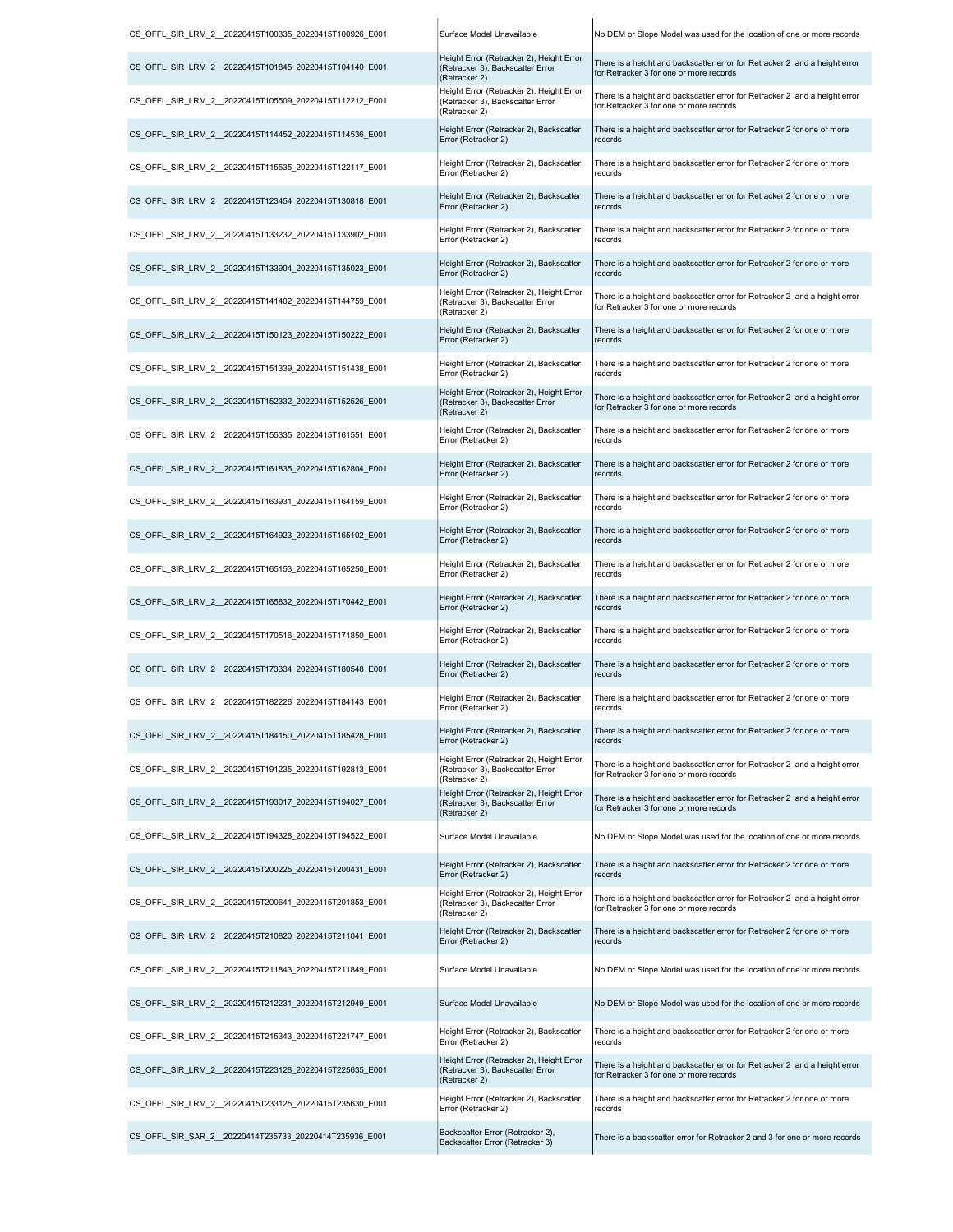| | | |
|---|---|---|
| CS_OFFL_SIR_LRM_2__20220415T100335_20220415T100926_E001 | Surface Model Unavailable | No DEM or Slope Model was used for the location of one or more records |
| CS_OFFL_SIR_LRM_2__20220415T101845_20220415T104140_E001 | Height Error (Retracker 2), Height Error (Retracker 3), Backscatter Error (Retracker 2) | There is a height and backscatter error for Retracker 2 and a height error for Retracker 3 for one or more records |
| CS_OFFL_SIR_LRM_2__20220415T105509_20220415T112212_E001 | Height Error (Retracker 2), Height Error (Retracker 3), Backscatter Error (Retracker 2) | There is a height and backscatter error for Retracker 2 and a height error for Retracker 3 for one or more records |
| CS_OFFL_SIR_LRM_2__20220415T114452_20220415T114536_E001 | Height Error (Retracker 2), Backscatter Error (Retracker 2) | There is a height and backscatter error for Retracker 2 for one or more records |
| CS_OFFL_SIR_LRM_2__20220415T115535_20220415T122117_E001 | Height Error (Retracker 2), Backscatter Error (Retracker 2) | There is a height and backscatter error for Retracker 2 for one or more records |
| CS_OFFL_SIR_LRM_2__20220415T123454_20220415T130818_E001 | Height Error (Retracker 2), Backscatter Error (Retracker 2) | There is a height and backscatter error for Retracker 2 for one or more records |
| CS_OFFL_SIR_LRM_2__20220415T133232_20220415T133902_E001 | Height Error (Retracker 2), Backscatter Error (Retracker 2) | There is a height and backscatter error for Retracker 2 for one or more records |
| CS_OFFL_SIR_LRM_2__20220415T133904_20220415T135023_E001 | Height Error (Retracker 2), Backscatter Error (Retracker 2) | There is a height and backscatter error for Retracker 2 for one or more records |
| CS_OFFL_SIR_LRM_2__20220415T141402_20220415T144759_E001 | Height Error (Retracker 2), Height Error (Retracker 3), Backscatter Error (Retracker 2) | There is a height and backscatter error for Retracker 2 and a height error for Retracker 3 for one or more records |
| CS_OFFL_SIR_LRM_2__20220415T150123_20220415T150222_E001 | Height Error (Retracker 2), Backscatter Error (Retracker 2) | There is a height and backscatter error for Retracker 2 for one or more records |
| CS_OFFL_SIR_LRM_2__20220415T151339_20220415T151438_E001 | Height Error (Retracker 2), Backscatter Error (Retracker 2) | There is a height and backscatter error for Retracker 2 for one or more records |
| CS_OFFL_SIR_LRM_2__20220415T152332_20220415T152526_E001 | Height Error (Retracker 2), Height Error (Retracker 3), Backscatter Error (Retracker 2) | There is a height and backscatter error for Retracker 2 and a height error for Retracker 3 for one or more records |
| CS_OFFL_SIR_LRM_2__20220415T155335_20220415T161551_E001 | Height Error (Retracker 2), Backscatter Error (Retracker 2) | There is a height and backscatter error for Retracker 2 for one or more records |
| CS_OFFL_SIR_LRM_2__20220415T161835_20220415T162804_E001 | Height Error (Retracker 2), Backscatter Error (Retracker 2) | There is a height and backscatter error for Retracker 2 for one or more records |
| CS_OFFL_SIR_LRM_2__20220415T163931_20220415T164159_E001 | Height Error (Retracker 2), Backscatter Error (Retracker 2) | There is a height and backscatter error for Retracker 2 for one or more records |
| CS_OFFL_SIR_LRM_2__20220415T164923_20220415T165102_E001 | Height Error (Retracker 2), Backscatter Error (Retracker 2) | There is a height and backscatter error for Retracker 2 for one or more records |
| CS_OFFL_SIR_LRM_2__20220415T165153_20220415T165250_E001 | Height Error (Retracker 2), Backscatter Error (Retracker 2) | There is a height and backscatter error for Retracker 2 for one or more records |
| CS_OFFL_SIR_LRM_2__20220415T165832_20220415T170442_E001 | Height Error (Retracker 2), Backscatter Error (Retracker 2) | There is a height and backscatter error for Retracker 2 for one or more records |
| CS_OFFL_SIR_LRM_2__20220415T170516_20220415T171850_E001 | Height Error (Retracker 2), Backscatter Error (Retracker 2) | There is a height and backscatter error for Retracker 2 for one or more records |
| CS_OFFL_SIR_LRM_2__20220415T173334_20220415T180548_E001 | Height Error (Retracker 2), Backscatter Error (Retracker 2) | There is a height and backscatter error for Retracker 2 for one or more records |
| CS_OFFL_SIR_LRM_2__20220415T182226_20220415T184143_E001 | Height Error (Retracker 2), Backscatter Error (Retracker 2) | There is a height and backscatter error for Retracker 2 for one or more records |
| CS_OFFL_SIR_LRM_2__20220415T184150_20220415T185428_E001 | Height Error (Retracker 2), Backscatter Error (Retracker 2) | There is a height and backscatter error for Retracker 2 for one or more records |
| CS_OFFL_SIR_LRM_2__20220415T191235_20220415T192813_E001 | Height Error (Retracker 2), Height Error (Retracker 3), Backscatter Error (Retracker 2) | There is a height and backscatter error for Retracker 2 and a height error for Retracker 3 for one or more records |
| CS_OFFL_SIR_LRM_2__20220415T193017_20220415T194027_E001 | Height Error (Retracker 2), Height Error (Retracker 3), Backscatter Error (Retracker 2) | There is a height and backscatter error for Retracker 2 and a height error for Retracker 3 for one or more records |
| CS_OFFL_SIR_LRM_2__20220415T194328_20220415T194522_E001 | Surface Model Unavailable | No DEM or Slope Model was used for the location of one or more records |
| CS_OFFL_SIR_LRM_2__20220415T200225_20220415T200431_E001 | Height Error (Retracker 2), Backscatter Error (Retracker 2) | There is a height and backscatter error for Retracker 2 for one or more records |
| CS_OFFL_SIR_LRM_2__20220415T200641_20220415T201853_E001 | Height Error (Retracker 2), Height Error (Retracker 3), Backscatter Error (Retracker 2) | There is a height and backscatter error for Retracker 2 and a height error for Retracker 3 for one or more records |
| CS_OFFL_SIR_LRM_2__20220415T210820_20220415T211041_E001 | Height Error (Retracker 2), Backscatter Error (Retracker 2) | There is a height and backscatter error for Retracker 2 for one or more records |
| CS_OFFL_SIR_LRM_2__20220415T211843_20220415T211849_E001 | Surface Model Unavailable | No DEM or Slope Model was used for the location of one or more records |
| CS_OFFL_SIR_LRM_2__20220415T212231_20220415T212949_E001 | Surface Model Unavailable | No DEM or Slope Model was used for the location of one or more records |
| CS_OFFL_SIR_LRM_2__20220415T215343_20220415T221747_E001 | Height Error (Retracker 2), Backscatter Error (Retracker 2) | There is a height and backscatter error for Retracker 2 for one or more records |
| CS_OFFL_SIR_LRM_2__20220415T223128_20220415T225635_E001 | Height Error (Retracker 2), Height Error (Retracker 3), Backscatter Error (Retracker 2) | There is a height and backscatter error for Retracker 2 and a height error for Retracker 3 for one or more records |
| CS_OFFL_SIR_LRM_2__20220415T233125_20220415T235630_E001 | Height Error (Retracker 2), Backscatter Error (Retracker 2) | There is a height and backscatter error for Retracker 2 for one or more records |
| CS_OFFL_SIR_SAR_2__20220414T235733_20220414T235936_E001 | Backscatter Error (Retracker 2), Backscatter Error (Retracker 3) | There is a backscatter error for Retracker 2 and 3 for one or more records |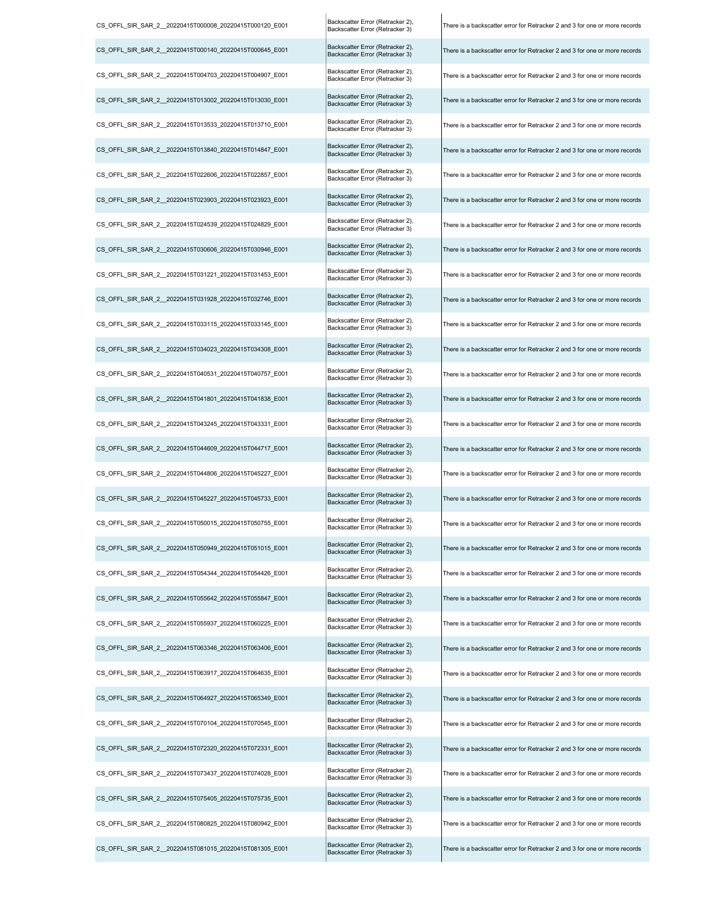| | | |
|---|---|---|
| CS_OFFL_SIR_SAR_2__20220415T000008_20220415T000120_E001 | Backscatter Error (Retracker 2), Backscatter Error (Retracker 3) | There is a backscatter error for Retracker 2 and 3 for one or more records |
| CS_OFFL_SIR_SAR_2__20220415T000140_20220415T000645_E001 | Backscatter Error (Retracker 2), Backscatter Error (Retracker 3) | There is a backscatter error for Retracker 2 and 3 for one or more records |
| CS_OFFL_SIR_SAR_2__20220415T004703_20220415T004907_E001 | Backscatter Error (Retracker 2), Backscatter Error (Retracker 3) | There is a backscatter error for Retracker 2 and 3 for one or more records |
| CS_OFFL_SIR_SAR_2__20220415T013002_20220415T013030_E001 | Backscatter Error (Retracker 2), Backscatter Error (Retracker 3) | There is a backscatter error for Retracker 2 and 3 for one or more records |
| CS_OFFL_SIR_SAR_2__20220415T013533_20220415T013710_E001 | Backscatter Error (Retracker 2), Backscatter Error (Retracker 3) | There is a backscatter error for Retracker 2 and 3 for one or more records |
| CS_OFFL_SIR_SAR_2__20220415T013840_20220415T014847_E001 | Backscatter Error (Retracker 2), Backscatter Error (Retracker 3) | There is a backscatter error for Retracker 2 and 3 for one or more records |
| CS_OFFL_SIR_SAR_2__20220415T022606_20220415T022857_E001 | Backscatter Error (Retracker 2), Backscatter Error (Retracker 3) | There is a backscatter error for Retracker 2 and 3 for one or more records |
| CS_OFFL_SIR_SAR_2__20220415T023903_20220415T023923_E001 | Backscatter Error (Retracker 2), Backscatter Error (Retracker 3) | There is a backscatter error for Retracker 2 and 3 for one or more records |
| CS_OFFL_SIR_SAR_2__20220415T024539_20220415T024829_E001 | Backscatter Error (Retracker 2), Backscatter Error (Retracker 3) | There is a backscatter error for Retracker 2 and 3 for one or more records |
| CS_OFFL_SIR_SAR_2__20220415T030606_20220415T030946_E001 | Backscatter Error (Retracker 2), Backscatter Error (Retracker 3) | There is a backscatter error for Retracker 2 and 3 for one or more records |
| CS_OFFL_SIR_SAR_2__20220415T031221_20220415T031453_E001 | Backscatter Error (Retracker 2), Backscatter Error (Retracker 3) | There is a backscatter error for Retracker 2 and 3 for one or more records |
| CS_OFFL_SIR_SAR_2__20220415T031928_20220415T032746_E001 | Backscatter Error (Retracker 2), Backscatter Error (Retracker 3) | There is a backscatter error for Retracker 2 and 3 for one or more records |
| CS_OFFL_SIR_SAR_2__20220415T033115_20220415T033145_E001 | Backscatter Error (Retracker 2), Backscatter Error (Retracker 3) | There is a backscatter error for Retracker 2 and 3 for one or more records |
| CS_OFFL_SIR_SAR_2__20220415T034023_20220415T034308_E001 | Backscatter Error (Retracker 2), Backscatter Error (Retracker 3) | There is a backscatter error for Retracker 2 and 3 for one or more records |
| CS_OFFL_SIR_SAR_2__20220415T040531_20220415T040757_E001 | Backscatter Error (Retracker 2), Backscatter Error (Retracker 3) | There is a backscatter error for Retracker 2 and 3 for one or more records |
| CS_OFFL_SIR_SAR_2__20220415T041801_20220415T041838_E001 | Backscatter Error (Retracker 2), Backscatter Error (Retracker 3) | There is a backscatter error for Retracker 2 and 3 for one or more records |
| CS_OFFL_SIR_SAR_2__20220415T043245_20220415T043331_E001 | Backscatter Error (Retracker 2), Backscatter Error (Retracker 3) | There is a backscatter error for Retracker 2 and 3 for one or more records |
| CS_OFFL_SIR_SAR_2__20220415T044609_20220415T044717_E001 | Backscatter Error (Retracker 2), Backscatter Error (Retracker 3) | There is a backscatter error for Retracker 2 and 3 for one or more records |
| CS_OFFL_SIR_SAR_2__20220415T044806_20220415T045227_E001 | Backscatter Error (Retracker 2), Backscatter Error (Retracker 3) | There is a backscatter error for Retracker 2 and 3 for one or more records |
| CS_OFFL_SIR_SAR_2__20220415T045227_20220415T045733_E001 | Backscatter Error (Retracker 2), Backscatter Error (Retracker 3) | There is a backscatter error for Retracker 2 and 3 for one or more records |
| CS_OFFL_SIR_SAR_2__20220415T050015_20220415T050755_E001 | Backscatter Error (Retracker 2), Backscatter Error (Retracker 3) | There is a backscatter error for Retracker 2 and 3 for one or more records |
| CS_OFFL_SIR_SAR_2__20220415T050949_20220415T051015_E001 | Backscatter Error (Retracker 2), Backscatter Error (Retracker 3) | There is a backscatter error for Retracker 2 and 3 for one or more records |
| CS_OFFL_SIR_SAR_2__20220415T054344_20220415T054426_E001 | Backscatter Error (Retracker 2), Backscatter Error (Retracker 3) | There is a backscatter error for Retracker 2 and 3 for one or more records |
| CS_OFFL_SIR_SAR_2__20220415T055642_20220415T055847_E001 | Backscatter Error (Retracker 2), Backscatter Error (Retracker 3) | There is a backscatter error for Retracker 2 and 3 for one or more records |
| CS_OFFL_SIR_SAR_2__20220415T055937_20220415T060225_E001 | Backscatter Error (Retracker 2), Backscatter Error (Retracker 3) | There is a backscatter error for Retracker 2 and 3 for one or more records |
| CS_OFFL_SIR_SAR_2__20220415T063346_20220415T063406_E001 | Backscatter Error (Retracker 2), Backscatter Error (Retracker 3) | There is a backscatter error for Retracker 2 and 3 for one or more records |
| CS_OFFL_SIR_SAR_2__20220415T063917_20220415T064635_E001 | Backscatter Error (Retracker 2), Backscatter Error (Retracker 3) | There is a backscatter error for Retracker 2 and 3 for one or more records |
| CS_OFFL_SIR_SAR_2__20220415T064927_20220415T065349_E001 | Backscatter Error (Retracker 2), Backscatter Error (Retracker 3) | There is a backscatter error for Retracker 2 and 3 for one or more records |
| CS_OFFL_SIR_SAR_2__20220415T070104_20220415T070545_E001 | Backscatter Error (Retracker 2), Backscatter Error (Retracker 3) | There is a backscatter error for Retracker 2 and 3 for one or more records |
| CS_OFFL_SIR_SAR_2__20220415T072320_20220415T072331_E001 | Backscatter Error (Retracker 2), Backscatter Error (Retracker 3) | There is a backscatter error for Retracker 2 and 3 for one or more records |
| CS_OFFL_SIR_SAR_2__20220415T073437_20220415T074028_E001 | Backscatter Error (Retracker 2), Backscatter Error (Retracker 3) | There is a backscatter error for Retracker 2 and 3 for one or more records |
| CS_OFFL_SIR_SAR_2__20220415T075405_20220415T075735_E001 | Backscatter Error (Retracker 2), Backscatter Error (Retracker 3) | There is a backscatter error for Retracker 2 and 3 for one or more records |
| CS_OFFL_SIR_SAR_2__20220415T080825_20220415T080942_E001 | Backscatter Error (Retracker 2), Backscatter Error (Retracker 3) | There is a backscatter error for Retracker 2 and 3 for one or more records |
| CS_OFFL_SIR_SAR_2__20220415T081015_20220415T081305_E001 | Backscatter Error (Retracker 2), Backscatter Error (Retracker 3) | There is a backscatter error for Retracker 2 and 3 for one or more records |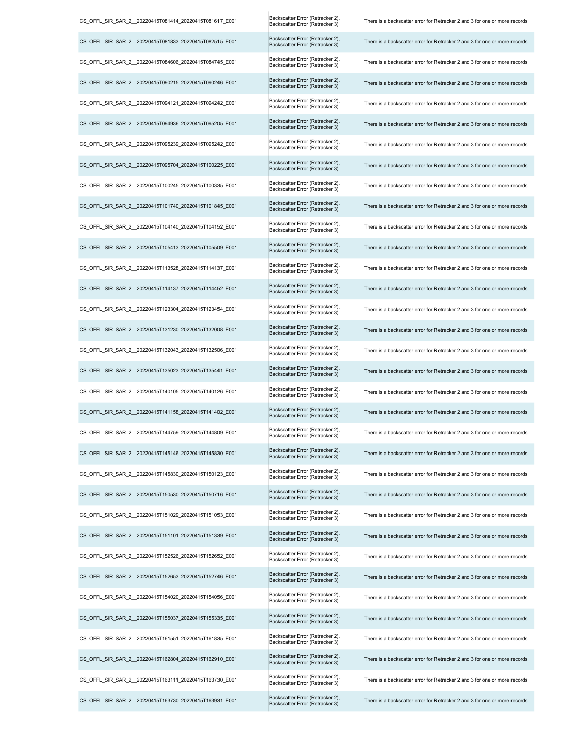| | | |
|---|---|---|
| CS_OFFL_SIR_SAR_2__20220415T081414_20220415T081617_E001 | Backscatter Error (Retracker 2), Backscatter Error (Retracker 3) | There is a backscatter error for Retracker 2 and 3 for one or more records |
| CS_OFFL_SIR_SAR_2__20220415T081833_20220415T082515_E001 | Backscatter Error (Retracker 2), Backscatter Error (Retracker 3) | There is a backscatter error for Retracker 2 and 3 for one or more records |
| CS_OFFL_SIR_SAR_2__20220415T084606_20220415T084745_E001 | Backscatter Error (Retracker 2), Backscatter Error (Retracker 3) | There is a backscatter error for Retracker 2 and 3 for one or more records |
| CS_OFFL_SIR_SAR_2__20220415T090215_20220415T090246_E001 | Backscatter Error (Retracker 2), Backscatter Error (Retracker 3) | There is a backscatter error for Retracker 2 and 3 for one or more records |
| CS_OFFL_SIR_SAR_2__20220415T094121_20220415T094242_E001 | Backscatter Error (Retracker 2), Backscatter Error (Retracker 3) | There is a backscatter error for Retracker 2 and 3 for one or more records |
| CS_OFFL_SIR_SAR_2__20220415T094936_20220415T095205_E001 | Backscatter Error (Retracker 2), Backscatter Error (Retracker 3) | There is a backscatter error for Retracker 2 and 3 for one or more records |
| CS_OFFL_SIR_SAR_2__20220415T095239_20220415T095242_E001 | Backscatter Error (Retracker 2), Backscatter Error (Retracker 3) | There is a backscatter error for Retracker 2 and 3 for one or more records |
| CS_OFFL_SIR_SAR_2__20220415T095704_20220415T100225_E001 | Backscatter Error (Retracker 2), Backscatter Error (Retracker 3) | There is a backscatter error for Retracker 2 and 3 for one or more records |
| CS_OFFL_SIR_SAR_2__20220415T100245_20220415T100335_E001 | Backscatter Error (Retracker 2), Backscatter Error (Retracker 3) | There is a backscatter error for Retracker 2 and 3 for one or more records |
| CS_OFFL_SIR_SAR_2__20220415T101740_20220415T101845_E001 | Backscatter Error (Retracker 2), Backscatter Error (Retracker 3) | There is a backscatter error for Retracker 2 and 3 for one or more records |
| CS_OFFL_SIR_SAR_2__20220415T104140_20220415T104152_E001 | Backscatter Error (Retracker 2), Backscatter Error (Retracker 3) | There is a backscatter error for Retracker 2 and 3 for one or more records |
| CS_OFFL_SIR_SAR_2__20220415T105413_20220415T105509_E001 | Backscatter Error (Retracker 2), Backscatter Error (Retracker 3) | There is a backscatter error for Retracker 2 and 3 for one or more records |
| CS_OFFL_SIR_SAR_2__20220415T113528_20220415T114137_E001 | Backscatter Error (Retracker 2), Backscatter Error (Retracker 3) | There is a backscatter error for Retracker 2 and 3 for one or more records |
| CS_OFFL_SIR_SAR_2__20220415T114137_20220415T114452_E001 | Backscatter Error (Retracker 2), Backscatter Error (Retracker 3) | There is a backscatter error for Retracker 2 and 3 for one or more records |
| CS_OFFL_SIR_SAR_2__20220415T123304_20220415T123454_E001 | Backscatter Error (Retracker 2), Backscatter Error (Retracker 3) | There is a backscatter error for Retracker 2 and 3 for one or more records |
| CS_OFFL_SIR_SAR_2__20220415T131230_20220415T132008_E001 | Backscatter Error (Retracker 2), Backscatter Error (Retracker 3) | There is a backscatter error for Retracker 2 and 3 for one or more records |
| CS_OFFL_SIR_SAR_2__20220415T132043_20220415T132506_E001 | Backscatter Error (Retracker 2), Backscatter Error (Retracker 3) | There is a backscatter error for Retracker 2 and 3 for one or more records |
| CS_OFFL_SIR_SAR_2__20220415T135023_20220415T135441_E001 | Backscatter Error (Retracker 2), Backscatter Error (Retracker 3) | There is a backscatter error for Retracker 2 and 3 for one or more records |
| CS_OFFL_SIR_SAR_2__20220415T140105_20220415T140126_E001 | Backscatter Error (Retracker 2), Backscatter Error (Retracker 3) | There is a backscatter error for Retracker 2 and 3 for one or more records |
| CS_OFFL_SIR_SAR_2__20220415T141158_20220415T141402_E001 | Backscatter Error (Retracker 2), Backscatter Error (Retracker 3) | There is a backscatter error for Retracker 2 and 3 for one or more records |
| CS_OFFL_SIR_SAR_2__20220415T144759_20220415T144809_E001 | Backscatter Error (Retracker 2), Backscatter Error (Retracker 3) | There is a backscatter error for Retracker 2 and 3 for one or more records |
| CS_OFFL_SIR_SAR_2__20220415T145146_20220415T145830_E001 | Backscatter Error (Retracker 2), Backscatter Error (Retracker 3) | There is a backscatter error for Retracker 2 and 3 for one or more records |
| CS_OFFL_SIR_SAR_2__20220415T145830_20220415T150123_E001 | Backscatter Error (Retracker 2), Backscatter Error (Retracker 3) | There is a backscatter error for Retracker 2 and 3 for one or more records |
| CS_OFFL_SIR_SAR_2__20220415T150530_20220415T150716_E001 | Backscatter Error (Retracker 2), Backscatter Error (Retracker 3) | There is a backscatter error for Retracker 2 and 3 for one or more records |
| CS_OFFL_SIR_SAR_2__20220415T151029_20220415T151053_E001 | Backscatter Error (Retracker 2), Backscatter Error (Retracker 3) | There is a backscatter error for Retracker 2 and 3 for one or more records |
| CS_OFFL_SIR_SAR_2__20220415T151101_20220415T151339_E001 | Backscatter Error (Retracker 2), Backscatter Error (Retracker 3) | There is a backscatter error for Retracker 2 and 3 for one or more records |
| CS_OFFL_SIR_SAR_2__20220415T152526_20220415T152652_E001 | Backscatter Error (Retracker 2), Backscatter Error (Retracker 3) | There is a backscatter error for Retracker 2 and 3 for one or more records |
| CS_OFFL_SIR_SAR_2__20220415T152653_20220415T152746_E001 | Backscatter Error (Retracker 2), Backscatter Error (Retracker 3) | There is a backscatter error for Retracker 2 and 3 for one or more records |
| CS_OFFL_SIR_SAR_2__20220415T154020_20220415T154056_E001 | Backscatter Error (Retracker 2), Backscatter Error (Retracker 3) | There is a backscatter error for Retracker 2 and 3 for one or more records |
| CS_OFFL_SIR_SAR_2__20220415T155037_20220415T155335_E001 | Backscatter Error (Retracker 2), Backscatter Error (Retracker 3) | There is a backscatter error for Retracker 2 and 3 for one or more records |
| CS_OFFL_SIR_SAR_2__20220415T161551_20220415T161835_E001 | Backscatter Error (Retracker 2), Backscatter Error (Retracker 3) | There is a backscatter error for Retracker 2 and 3 for one or more records |
| CS_OFFL_SIR_SAR_2__20220415T162804_20220415T162910_E001 | Backscatter Error (Retracker 2), Backscatter Error (Retracker 3) | There is a backscatter error for Retracker 2 and 3 for one or more records |
| CS_OFFL_SIR_SAR_2__20220415T163111_20220415T163730_E001 | Backscatter Error (Retracker 2), Backscatter Error (Retracker 3) | There is a backscatter error for Retracker 2 and 3 for one or more records |
| CS_OFFL_SIR_SAR_2__20220415T163730_20220415T163931_E001 | Backscatter Error (Retracker 2), Backscatter Error (Retracker 3) | There is a backscatter error for Retracker 2 and 3 for one or more records |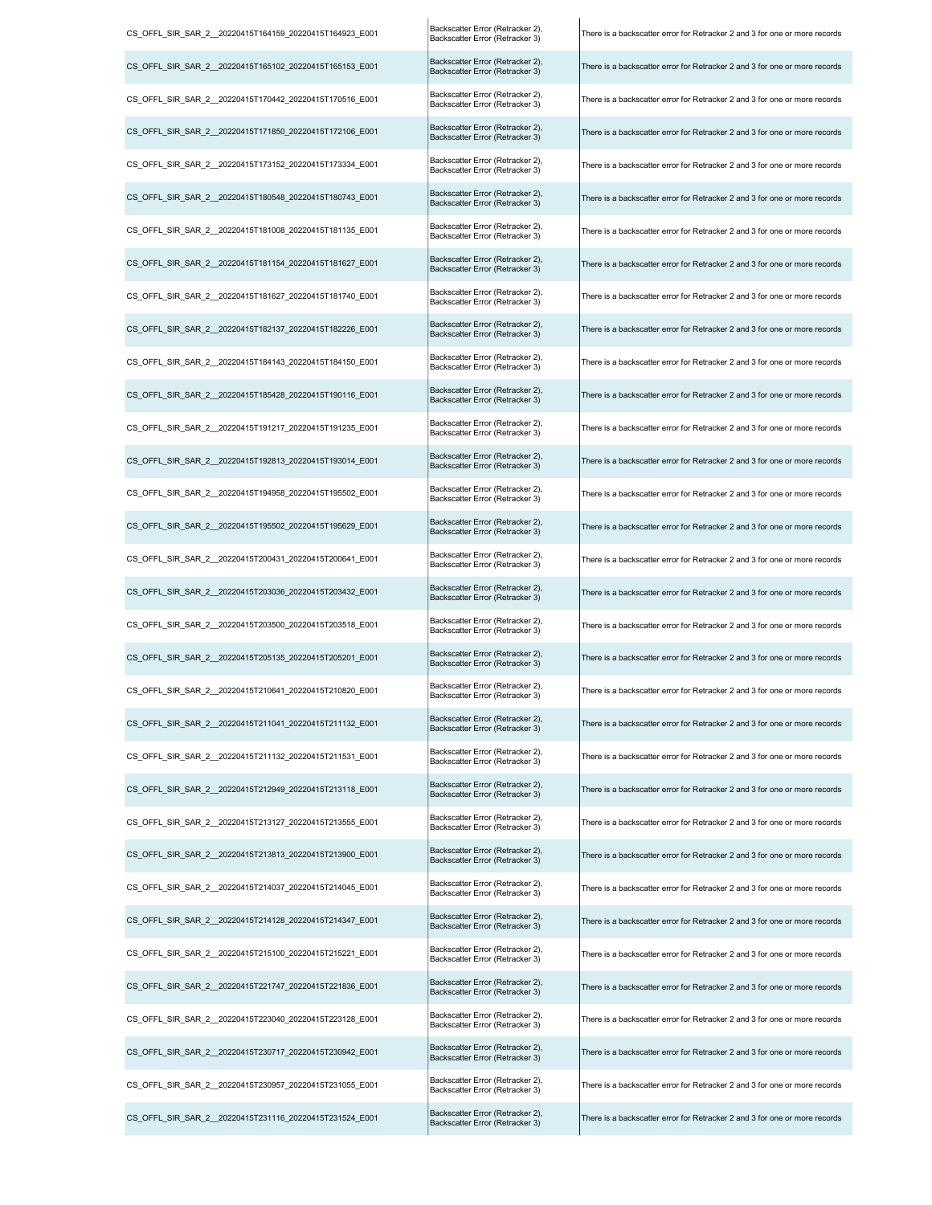| | | |
|---|---|---|
| CS_OFFL_SIR_SAR_2__20220415T164159_20220415T164923_E001 | Backscatter Error (Retracker 2), Backscatter Error (Retracker 3) | There is a backscatter error for Retracker 2 and 3 for one or more records |
| CS_OFFL_SIR_SAR_2__20220415T165102_20220415T165153_E001 | Backscatter Error (Retracker 2), Backscatter Error (Retracker 3) | There is a backscatter error for Retracker 2 and 3 for one or more records |
| CS_OFFL_SIR_SAR_2__20220415T170442_20220415T170516_E001 | Backscatter Error (Retracker 2), Backscatter Error (Retracker 3) | There is a backscatter error for Retracker 2 and 3 for one or more records |
| CS_OFFL_SIR_SAR_2__20220415T171850_20220415T172106_E001 | Backscatter Error (Retracker 2), Backscatter Error (Retracker 3) | There is a backscatter error for Retracker 2 and 3 for one or more records |
| CS_OFFL_SIR_SAR_2__20220415T173152_20220415T173334_E001 | Backscatter Error (Retracker 2), Backscatter Error (Retracker 3) | There is a backscatter error for Retracker 2 and 3 for one or more records |
| CS_OFFL_SIR_SAR_2__20220415T180548_20220415T180743_E001 | Backscatter Error (Retracker 2), Backscatter Error (Retracker 3) | There is a backscatter error for Retracker 2 and 3 for one or more records |
| CS_OFFL_SIR_SAR_2__20220415T181008_20220415T181135_E001 | Backscatter Error (Retracker 2), Backscatter Error (Retracker 3) | There is a backscatter error for Retracker 2 and 3 for one or more records |
| CS_OFFL_SIR_SAR_2__20220415T181154_20220415T181627_E001 | Backscatter Error (Retracker 2), Backscatter Error (Retracker 3) | There is a backscatter error for Retracker 2 and 3 for one or more records |
| CS_OFFL_SIR_SAR_2__20220415T181627_20220415T181740_E001 | Backscatter Error (Retracker 2), Backscatter Error (Retracker 3) | There is a backscatter error for Retracker 2 and 3 for one or more records |
| CS_OFFL_SIR_SAR_2__20220415T182137_20220415T182226_E001 | Backscatter Error (Retracker 2), Backscatter Error (Retracker 3) | There is a backscatter error for Retracker 2 and 3 for one or more records |
| CS_OFFL_SIR_SAR_2__20220415T184143_20220415T184150_E001 | Backscatter Error (Retracker 2), Backscatter Error (Retracker 3) | There is a backscatter error for Retracker 2 and 3 for one or more records |
| CS_OFFL_SIR_SAR_2__20220415T185428_20220415T190116_E001 | Backscatter Error (Retracker 2), Backscatter Error (Retracker 3) | There is a backscatter error for Retracker 2 and 3 for one or more records |
| CS_OFFL_SIR_SAR_2__20220415T191217_20220415T191235_E001 | Backscatter Error (Retracker 2), Backscatter Error (Retracker 3) | There is a backscatter error for Retracker 2 and 3 for one or more records |
| CS_OFFL_SIR_SAR_2__20220415T192813_20220415T193014_E001 | Backscatter Error (Retracker 2), Backscatter Error (Retracker 3) | There is a backscatter error for Retracker 2 and 3 for one or more records |
| CS_OFFL_SIR_SAR_2__20220415T194958_20220415T195502_E001 | Backscatter Error (Retracker 2), Backscatter Error (Retracker 3) | There is a backscatter error for Retracker 2 and 3 for one or more records |
| CS_OFFL_SIR_SAR_2__20220415T195502_20220415T195629_E001 | Backscatter Error (Retracker 2), Backscatter Error (Retracker 3) | There is a backscatter error for Retracker 2 and 3 for one or more records |
| CS_OFFL_SIR_SAR_2__20220415T200431_20220415T200641_E001 | Backscatter Error (Retracker 2), Backscatter Error (Retracker 3) | There is a backscatter error for Retracker 2 and 3 for one or more records |
| CS_OFFL_SIR_SAR_2__20220415T203036_20220415T203432_E001 | Backscatter Error (Retracker 2), Backscatter Error (Retracker 3) | There is a backscatter error for Retracker 2 and 3 for one or more records |
| CS_OFFL_SIR_SAR_2__20220415T203500_20220415T203518_E001 | Backscatter Error (Retracker 2), Backscatter Error (Retracker 3) | There is a backscatter error for Retracker 2 and 3 for one or more records |
| CS_OFFL_SIR_SAR_2__20220415T205135_20220415T205201_E001 | Backscatter Error (Retracker 2), Backscatter Error (Retracker 3) | There is a backscatter error for Retracker 2 and 3 for one or more records |
| CS_OFFL_SIR_SAR_2__20220415T210641_20220415T210820_E001 | Backscatter Error (Retracker 2), Backscatter Error (Retracker 3) | There is a backscatter error for Retracker 2 and 3 for one or more records |
| CS_OFFL_SIR_SAR_2__20220415T211041_20220415T211132_E001 | Backscatter Error (Retracker 2), Backscatter Error (Retracker 3) | There is a backscatter error for Retracker 2 and 3 for one or more records |
| CS_OFFL_SIR_SAR_2__20220415T211132_20220415T211531_E001 | Backscatter Error (Retracker 2), Backscatter Error (Retracker 3) | There is a backscatter error for Retracker 2 and 3 for one or more records |
| CS_OFFL_SIR_SAR_2__20220415T212949_20220415T213118_E001 | Backscatter Error (Retracker 2), Backscatter Error (Retracker 3) | There is a backscatter error for Retracker 2 and 3 for one or more records |
| CS_OFFL_SIR_SAR_2__20220415T213127_20220415T213555_E001 | Backscatter Error (Retracker 2), Backscatter Error (Retracker 3) | There is a backscatter error for Retracker 2 and 3 for one or more records |
| CS_OFFL_SIR_SAR_2__20220415T213813_20220415T213900_E001 | Backscatter Error (Retracker 2), Backscatter Error (Retracker 3) | There is a backscatter error for Retracker 2 and 3 for one or more records |
| CS_OFFL_SIR_SAR_2__20220415T214037_20220415T214045_E001 | Backscatter Error (Retracker 2), Backscatter Error (Retracker 3) | There is a backscatter error for Retracker 2 and 3 for one or more records |
| CS_OFFL_SIR_SAR_2__20220415T214128_20220415T214347_E001 | Backscatter Error (Retracker 2), Backscatter Error (Retracker 3) | There is a backscatter error for Retracker 2 and 3 for one or more records |
| CS_OFFL_SIR_SAR_2__20220415T215100_20220415T215221_E001 | Backscatter Error (Retracker 2), Backscatter Error (Retracker 3) | There is a backscatter error for Retracker 2 and 3 for one or more records |
| CS_OFFL_SIR_SAR_2__20220415T221747_20220415T221836_E001 | Backscatter Error (Retracker 2), Backscatter Error (Retracker 3) | There is a backscatter error for Retracker 2 and 3 for one or more records |
| CS_OFFL_SIR_SAR_2__20220415T223040_20220415T223128_E001 | Backscatter Error (Retracker 2), Backscatter Error (Retracker 3) | There is a backscatter error for Retracker 2 and 3 for one or more records |
| CS_OFFL_SIR_SAR_2__20220415T230717_20220415T230942_E001 | Backscatter Error (Retracker 2), Backscatter Error (Retracker 3) | There is a backscatter error for Retracker 2 and 3 for one or more records |
| CS_OFFL_SIR_SAR_2__20220415T230957_20220415T231055_E001 | Backscatter Error (Retracker 2), Backscatter Error (Retracker 3) | There is a backscatter error for Retracker 2 and 3 for one or more records |
| CS_OFFL_SIR_SAR_2__20220415T231116_20220415T231524_E001 | Backscatter Error (Retracker 2), Backscatter Error (Retracker 3) | There is a backscatter error for Retracker 2 and 3 for one or more records |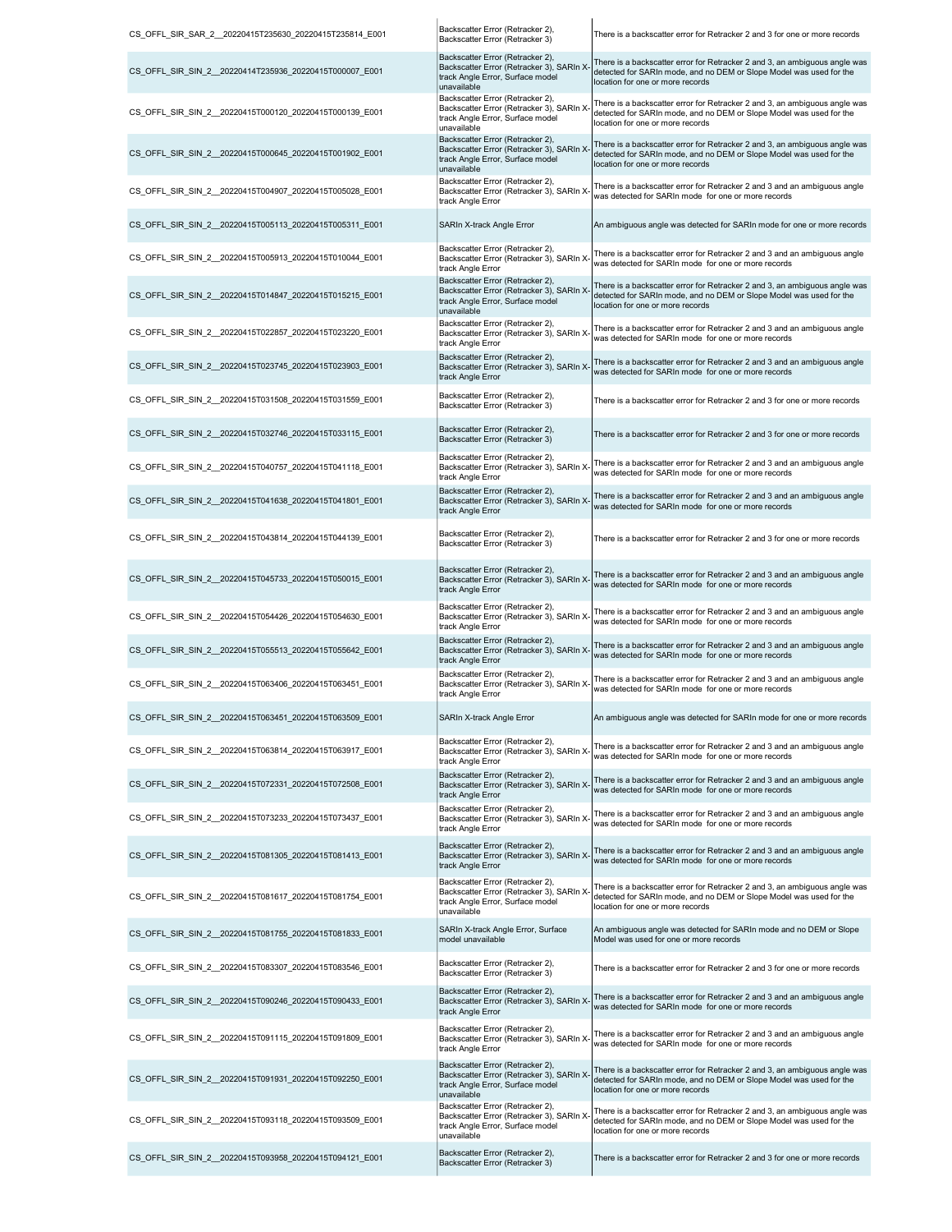| | | |
|---|---|---|
| CS_OFFL_SIR_SAR_2__20220415T235630_20220415T235814_E001 | Backscatter Error (Retracker 2), Backscatter Error (Retracker 3) | There is a backscatter error for Retracker 2 and 3 for one or more records |
| CS_OFFL_SIR_SIN_2__20220414T235936_20220415T000007_E001 | Backscatter Error (Retracker 2), Backscatter Error (Retracker 3), SARIn X-track Angle Error, Surface model unavailable | There is a backscatter error for Retracker 2 and 3, an ambiguous angle was detected for SARIn mode, and no DEM or Slope Model was used for the location for one or more records |
| CS_OFFL_SIR_SIN_2__20220415T000120_20220415T000139_E001 | Backscatter Error (Retracker 2), Backscatter Error (Retracker 3), SARIn X-track Angle Error, Surface model unavailable | There is a backscatter error for Retracker 2 and 3, an ambiguous angle was detected for SARIn mode, and no DEM or Slope Model was used for the location for one or more records |
| CS_OFFL_SIR_SIN_2__20220415T000645_20220415T001902_E001 | Backscatter Error (Retracker 2), Backscatter Error (Retracker 3), SARIn X-track Angle Error, Surface model unavailable | There is a backscatter error for Retracker 2 and 3, an ambiguous angle was detected for SARIn mode, and no DEM or Slope Model was used for the location for one or more records |
| CS_OFFL_SIR_SIN_2__20220415T004907_20220415T005028_E001 | Backscatter Error (Retracker 2), Backscatter Error (Retracker 3), SARIn X-track Angle Error | There is a backscatter error for Retracker 2 and 3 and an ambiguous angle was detected for SARIn mode for one or more records |
| CS_OFFL_SIR_SIN_2__20220415T005113_20220415T005311_E001 | SARIn X-track Angle Error | An ambiguous angle was detected for SARIn mode for one or more records |
| CS_OFFL_SIR_SIN_2__20220415T005913_20220415T010044_E001 | Backscatter Error (Retracker 2), Backscatter Error (Retracker 3), SARIn X-track Angle Error | There is a backscatter error for Retracker 2 and 3 and an ambiguous angle was detected for SARIn mode for one or more records |
| CS_OFFL_SIR_SIN_2__20220415T014847_20220415T015215_E001 | Backscatter Error (Retracker 2), Backscatter Error (Retracker 3), SARIn X-track Angle Error, Surface model unavailable | There is a backscatter error for Retracker 2 and 3, an ambiguous angle was detected for SARIn mode, and no DEM or Slope Model was used for the location for one or more records |
| CS_OFFL_SIR_SIN_2__20220415T022857_20220415T023220_E001 | Backscatter Error (Retracker 2), Backscatter Error (Retracker 3), SARIn X-track Angle Error | There is a backscatter error for Retracker 2 and 3 and an ambiguous angle was detected for SARIn mode for one or more records |
| CS_OFFL_SIR_SIN_2__20220415T023745_20220415T023903_E001 | Backscatter Error (Retracker 2), Backscatter Error (Retracker 3), SARIn X-track Angle Error | There is a backscatter error for Retracker 2 and 3 and an ambiguous angle was detected for SARIn mode for one or more records |
| CS_OFFL_SIR_SIN_2__20220415T031508_20220415T031559_E001 | Backscatter Error (Retracker 2), Backscatter Error (Retracker 3) | There is a backscatter error for Retracker 2 and 3 for one or more records |
| CS_OFFL_SIR_SIN_2__20220415T032746_20220415T033115_E001 | Backscatter Error (Retracker 2), Backscatter Error (Retracker 3) | There is a backscatter error for Retracker 2 and 3 for one or more records |
| CS_OFFL_SIR_SIN_2__20220415T040757_20220415T041118_E001 | Backscatter Error (Retracker 2), Backscatter Error (Retracker 3), SARIn X-track Angle Error | There is a backscatter error for Retracker 2 and 3 and an ambiguous angle was detected for SARIn mode for one or more records |
| CS_OFFL_SIR_SIN_2__20220415T041638_20220415T041801_E001 | Backscatter Error (Retracker 2), Backscatter Error (Retracker 3), SARIn X-track Angle Error | There is a backscatter error for Retracker 2 and 3 and an ambiguous angle was detected for SARIn mode for one or more records |
| CS_OFFL_SIR_SIN_2__20220415T043814_20220415T044139_E001 | Backscatter Error (Retracker 2), Backscatter Error (Retracker 3) | There is a backscatter error for Retracker 2 and 3 for one or more records |
| CS_OFFL_SIR_SIN_2__20220415T045733_20220415T050015_E001 | Backscatter Error (Retracker 2), Backscatter Error (Retracker 3), SARIn X-track Angle Error | There is a backscatter error for Retracker 2 and 3 and an ambiguous angle was detected for SARIn mode for one or more records |
| CS_OFFL_SIR_SIN_2__20220415T054426_20220415T054630_E001 | Backscatter Error (Retracker 2), Backscatter Error (Retracker 3), SARIn X-track Angle Error | There is a backscatter error for Retracker 2 and 3 and an ambiguous angle was detected for SARIn mode for one or more records |
| CS_OFFL_SIR_SIN_2__20220415T055513_20220415T055642_E001 | Backscatter Error (Retracker 2), Backscatter Error (Retracker 3), SARIn X-track Angle Error | There is a backscatter error for Retracker 2 and 3 and an ambiguous angle was detected for SARIn mode for one or more records |
| CS_OFFL_SIR_SIN_2__20220415T063406_20220415T063451_E001 | Backscatter Error (Retracker 2), Backscatter Error (Retracker 3), SARIn X-track Angle Error | There is a backscatter error for Retracker 2 and 3 and an ambiguous angle was detected for SARIn mode for one or more records |
| CS_OFFL_SIR_SIN_2__20220415T063451_20220415T063509_E001 | SARIn X-track Angle Error | An ambiguous angle was detected for SARIn mode for one or more records |
| CS_OFFL_SIR_SIN_2__20220415T063814_20220415T063917_E001 | Backscatter Error (Retracker 2), Backscatter Error (Retracker 3), SARIn X-track Angle Error | There is a backscatter error for Retracker 2 and 3 and an ambiguous angle was detected for SARIn mode for one or more records |
| CS_OFFL_SIR_SIN_2__20220415T072331_20220415T072508_E001 | Backscatter Error (Retracker 2), Backscatter Error (Retracker 3), SARIn X-track Angle Error | There is a backscatter error for Retracker 2 and 3 and an ambiguous angle was detected for SARIn mode for one or more records |
| CS_OFFL_SIR_SIN_2__20220415T073233_20220415T073437_E001 | Backscatter Error (Retracker 2), Backscatter Error (Retracker 3), SARIn X-track Angle Error | There is a backscatter error for Retracker 2 and 3 and an ambiguous angle was detected for SARIn mode for one or more records |
| CS_OFFL_SIR_SIN_2__20220415T081305_20220415T081413_E001 | Backscatter Error (Retracker 2), Backscatter Error (Retracker 3), SARIn X-track Angle Error | There is a backscatter error for Retracker 2 and 3 and an ambiguous angle was detected for SARIn mode for one or more records |
| CS_OFFL_SIR_SIN_2__20220415T081617_20220415T081754_E001 | Backscatter Error (Retracker 2), Backscatter Error (Retracker 3), SARIn X-track Angle Error, Surface model unavailable | There is a backscatter error for Retracker 2 and 3, an ambiguous angle was detected for SARIn mode, and no DEM or Slope Model was used for the location for one or more records |
| CS_OFFL_SIR_SIN_2__20220415T081755_20220415T081833_E001 | SARIn X-track Angle Error, Surface model unavailable | An ambiguous angle was detected for SARIn mode and no DEM or Slope Model was used for one or more records |
| CS_OFFL_SIR_SAR_2__20220415T083307_20220415T083546_E001 | Backscatter Error (Retracker 2), Backscatter Error (Retracker 3) | There is a backscatter error for Retracker 2 and 3 for one or more records |
| CS_OFFL_SIR_SIN_2__20220415T090246_20220415T090433_E001 | Backscatter Error (Retracker 2), Backscatter Error (Retracker 3), SARIn X-track Angle Error | There is a backscatter error for Retracker 2 and 3 and an ambiguous angle was detected for SARIn mode for one or more records |
| CS_OFFL_SIR_SIN_2__20220415T091115_20220415T091809_E001 | Backscatter Error (Retracker 2), Backscatter Error (Retracker 3), SARIn X-track Angle Error | There is a backscatter error for Retracker 2 and 3 and an ambiguous angle was detected for SARIn mode for one or more records |
| CS_OFFL_SIR_SIN_2__20220415T091931_20220415T092250_E001 | Backscatter Error (Retracker 2), Backscatter Error (Retracker 3), SARIn X-track Angle Error, Surface model unavailable | There is a backscatter error for Retracker 2 and 3, an ambiguous angle was detected for SARIn mode, and no DEM or Slope Model was used for the location for one or more records |
| CS_OFFL_SIR_SIN_2__20220415T093118_20220415T093509_E001 | Backscatter Error (Retracker 2), Backscatter Error (Retracker 3), SARIn X-track Angle Error, Surface model unavailable | There is a backscatter error for Retracker 2 and 3, an ambiguous angle was detected for SARIn mode, and no DEM or Slope Model was used for the location for one or more records |
| CS_OFFL_SIR_SIN_2__20220415T093958_20220415T094121_E001 | Backscatter Error (Retracker 2), Backscatter Error (Retracker 3) | There is a backscatter error for Retracker 2 and 3 for one or more records |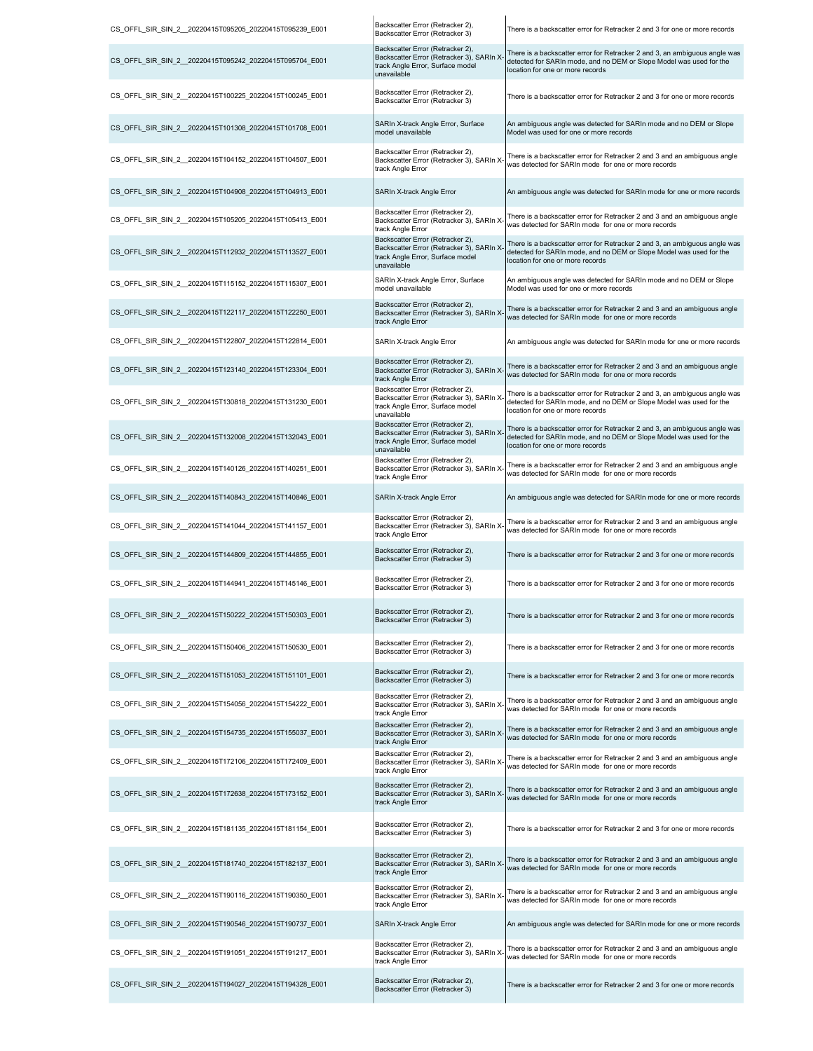| | | |
|---|---|---|
| CS_OFFL_SIR_SIN_2__20220415T095205_20220415T095239_E001 | Backscatter Error (Retracker 2), Backscatter Error (Retracker 3) | There is a backscatter error for Retracker 2 and 3 for one or more records |
| CS_OFFL_SIR_SIN_2__20220415T095242_20220415T095704_E001 | Backscatter Error (Retracker 2), Backscatter Error (Retracker 3), SARIn X-track Angle Error, Surface model unavailable | There is a backscatter error for Retracker 2 and 3, an ambiguous angle was detected for SARIn mode, and no DEM or Slope Model was used for the location for one or more records |
| CS_OFFL_SIR_SIN_2__20220415T100225_20220415T100245_E001 | Backscatter Error (Retracker 2), Backscatter Error (Retracker 3) | There is a backscatter error for Retracker 2 and 3 for one or more records |
| CS_OFFL_SIR_SIN_2__20220415T101308_20220415T101708_E001 | SARIn X-track Angle Error, Surface model unavailable | An ambiguous angle was detected for SARIn mode and no DEM or Slope Model was used for one or more records |
| CS_OFFL_SIR_SIN_2__20220415T104152_20220415T104507_E001 | Backscatter Error (Retracker 2), Backscatter Error (Retracker 3), SARIn X-track Angle Error | There is a backscatter error for Retracker 2 and 3 and an ambiguous angle was detected for SARIn mode for one or more records |
| CS_OFFL_SIR_SIN_2__20220415T104908_20220415T104913_E001 | SARIn X-track Angle Error | An ambiguous angle was detected for SARIn mode for one or more records |
| CS_OFFL_SIR_SIN_2__20220415T105205_20220415T105413_E001 | Backscatter Error (Retracker 2), Backscatter Error (Retracker 3), SARIn X-track Angle Error | There is a backscatter error for Retracker 2 and 3 and an ambiguous angle was detected for SARIn mode for one or more records |
| CS_OFFL_SIR_SIN_2__20220415T112932_20220415T113527_E001 | Backscatter Error (Retracker 2), Backscatter Error (Retracker 3), SARIn X-track Angle Error, Surface model unavailable | There is a backscatter error for Retracker 2 and 3, an ambiguous angle was detected for SARIn mode, and no DEM or Slope Model was used for the location for one or more records |
| CS_OFFL_SIR_SIN_2__20220415T115152_20220415T115307_E001 | SARIn X-track Angle Error, Surface model unavailable | An ambiguous angle was detected for SARIn mode and no DEM or Slope Model was used for one or more records |
| CS_OFFL_SIR_SIN_2__20220415T122117_20220415T122250_E001 | Backscatter Error (Retracker 2), Backscatter Error (Retracker 3), SARIn X-track Angle Error | There is a backscatter error for Retracker 2 and 3 and an ambiguous angle was detected for SARIn mode for one or more records |
| CS_OFFL_SIR_SIN_2__20220415T122807_20220415T122814_E001 | SARIn X-track Angle Error | An ambiguous angle was detected for SARIn mode for one or more records |
| CS_OFFL_SIR_SIN_2__20220415T123140_20220415T123304_E001 | Backscatter Error (Retracker 2), Backscatter Error (Retracker 3), SARIn X-track Angle Error | There is a backscatter error for Retracker 2 and 3 and an ambiguous angle was detected for SARIn mode for one or more records |
| CS_OFFL_SIR_SIN_2__20220415T130818_20220415T131230_E001 | Backscatter Error (Retracker 2), Backscatter Error (Retracker 3), SARIn X-track Angle Error, Surface model unavailable | There is a backscatter error for Retracker 2 and 3, an ambiguous angle was detected for SARIn mode, and no DEM or Slope Model was used for the location for one or more records |
| CS_OFFL_SIR_SIN_2__20220415T132008_20220415T132043_E001 | Backscatter Error (Retracker 2), Backscatter Error (Retracker 3), SARIn X-track Angle Error, Surface model unavailable | There is a backscatter error for Retracker 2 and 3, an ambiguous angle was detected for SARIn mode, and no DEM or Slope Model was used for the location for one or more records |
| CS_OFFL_SIR_SIN_2__20220415T140126_20220415T140251_E001 | Backscatter Error (Retracker 2), Backscatter Error (Retracker 3), SARIn X-track Angle Error | There is a backscatter error for Retracker 2 and 3 and an ambiguous angle was detected for SARIn mode for one or more records |
| CS_OFFL_SIR_SIN_2__20220415T140843_20220415T140846_E001 | SARIn X-track Angle Error | An ambiguous angle was detected for SARIn mode for one or more records |
| CS_OFFL_SIR_SIN_2__20220415T141044_20220415T141157_E001 | Backscatter Error (Retracker 2), Backscatter Error (Retracker 3), SARIn X-track Angle Error | There is a backscatter error for Retracker 2 and 3 and an ambiguous angle was detected for SARIn mode for one or more records |
| CS_OFFL_SIR_SIN_2__20220415T144809_20220415T144855_E001 | Backscatter Error (Retracker 2), Backscatter Error (Retracker 3) | There is a backscatter error for Retracker 2 and 3 for one or more records |
| CS_OFFL_SIR_SIN_2__20220415T144941_20220415T145146_E001 | Backscatter Error (Retracker 2), Backscatter Error (Retracker 3) | There is a backscatter error for Retracker 2 and 3 for one or more records |
| CS_OFFL_SIR_SIN_2__20220415T150222_20220415T150303_E001 | Backscatter Error (Retracker 2), Backscatter Error (Retracker 3) | There is a backscatter error for Retracker 2 and 3 for one or more records |
| CS_OFFL_SIR_SIN_2__20220415T150406_20220415T150530_E001 | Backscatter Error (Retracker 2), Backscatter Error (Retracker 3) | There is a backscatter error for Retracker 2 and 3 for one or more records |
| CS_OFFL_SIR_SIN_2__20220415T151053_20220415T151101_E001 | Backscatter Error (Retracker 2), Backscatter Error (Retracker 3) | There is a backscatter error for Retracker 2 and 3 for one or more records |
| CS_OFFL_SIR_SIN_2__20220415T154056_20220415T154222_E001 | Backscatter Error (Retracker 2), Backscatter Error (Retracker 3), SARIn X-track Angle Error | There is a backscatter error for Retracker 2 and 3 and an ambiguous angle was detected for SARIn mode for one or more records |
| CS_OFFL_SIR_SIN_2__20220415T154735_20220415T155037_E001 | Backscatter Error (Retracker 2), Backscatter Error (Retracker 3), SARIn X-track Angle Error | There is a backscatter error for Retracker 2 and 3 and an ambiguous angle was detected for SARIn mode for one or more records |
| CS_OFFL_SIR_SIN_2__20220415T172106_20220415T172409_E001 | Backscatter Error (Retracker 2), Backscatter Error (Retracker 3), SARIn X-track Angle Error | There is a backscatter error for Retracker 2 and 3 and an ambiguous angle was detected for SARIn mode for one or more records |
| CS_OFFL_SIR_SIN_2__20220415T172638_20220415T173152_E001 | Backscatter Error (Retracker 2), Backscatter Error (Retracker 3), SARIn X-track Angle Error | There is a backscatter error for Retracker 2 and 3 and an ambiguous angle was detected for SARIn mode for one or more records |
| CS_OFFL_SIR_SIN_2__20220415T181135_20220415T181154_E001 | Backscatter Error (Retracker 2), Backscatter Error (Retracker 3) | There is a backscatter error for Retracker 2 and 3 for one or more records |
| CS_OFFL_SIR_SIN_2__20220415T181740_20220415T182137_E001 | Backscatter Error (Retracker 2), Backscatter Error (Retracker 3), SARIn X-track Angle Error | There is a backscatter error for Retracker 2 and 3 and an ambiguous angle was detected for SARIn mode for one or more records |
| CS_OFFL_SIR_SIN_2__20220415T190116_20220415T190350_E001 | Backscatter Error (Retracker 2), Backscatter Error (Retracker 3), SARIn X-track Angle Error | There is a backscatter error for Retracker 2 and 3 and an ambiguous angle was detected for SARIn mode for one or more records |
| CS_OFFL_SIR_SIN_2__20220415T190546_20220415T190737_E001 | SARIn X-track Angle Error | An ambiguous angle was detected for SARIn mode for one or more records |
| CS_OFFL_SIR_SIN_2__20220415T191051_20220415T191217_E001 | Backscatter Error (Retracker 2), Backscatter Error (Retracker 3), SARIn X-track Angle Error | There is a backscatter error for Retracker 2 and 3 and an ambiguous angle was detected for SARIn mode for one or more records |
| CS_OFFL_SIR_SIN_2__20220415T194027_20220415T194328_E001 | Backscatter Error (Retracker 2), Backscatter Error (Retracker 3) | There is a backscatter error for Retracker 2 and 3 for one or more records |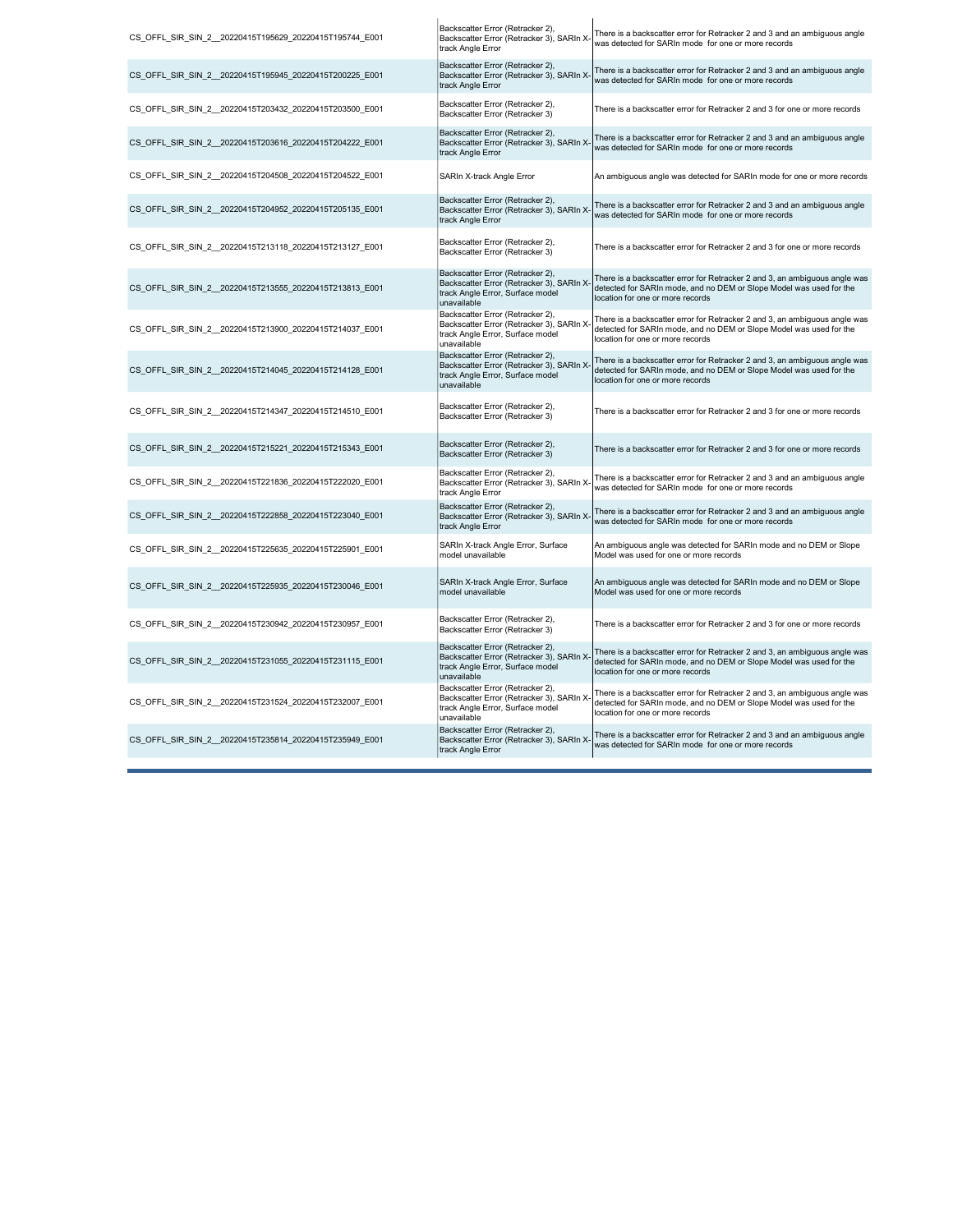| | | |
|---|---|---|
| CS_OFFL_SIR_SIN_2__20220415T195629_20220415T195744_E001 | Backscatter Error (Retracker 2), Backscatter Error (Retracker 3), SARIn X-track Angle Error | There is a backscatter error for Retracker 2 and 3 and an ambiguous angle was detected for SARIn mode for one or more records |
| CS_OFFL_SIR_SIN_2__20220415T195945_20220415T200225_E001 | Backscatter Error (Retracker 2), Backscatter Error (Retracker 3), SARIn X-track Angle Error | There is a backscatter error for Retracker 2 and 3 and an ambiguous angle was detected for SARIn mode for one or more records |
| CS_OFFL_SIR_SIN_2__20220415T203432_20220415T203500_E001 | Backscatter Error (Retracker 2), Backscatter Error (Retracker 3) | There is a backscatter error for Retracker 2 and 3 for one or more records |
| CS_OFFL_SIR_SIN_2__20220415T203616_20220415T204222_E001 | Backscatter Error (Retracker 2), Backscatter Error (Retracker 3), SARIn X-track Angle Error | There is a backscatter error for Retracker 2 and 3 and an ambiguous angle was detected for SARIn mode for one or more records |
| CS_OFFL_SIR_SIN_2__20220415T204508_20220415T204522_E001 | SARIn X-track Angle Error | An ambiguous angle was detected for SARIn mode for one or more records |
| CS_OFFL_SIR_SIN_2__20220415T204952_20220415T205135_E001 | Backscatter Error (Retracker 2), Backscatter Error (Retracker 3), SARIn X-track Angle Error | There is a backscatter error for Retracker 2 and 3 and an ambiguous angle was detected for SARIn mode for one or more records |
| CS_OFFL_SIR_SIN_2__20220415T213118_20220415T213127_E001 | Backscatter Error (Retracker 2), Backscatter Error (Retracker 3) | There is a backscatter error for Retracker 2 and 3 for one or more records |
| CS_OFFL_SIR_SIN_2__20220415T213555_20220415T213813_E001 | Backscatter Error (Retracker 2), Backscatter Error (Retracker 3), SARIn X-track Angle Error, Surface model unavailable | There is a backscatter error for Retracker 2 and 3, an ambiguous angle was detected for SARIn mode, and no DEM or Slope Model was used for the location for one or more records |
| CS_OFFL_SIR_SIN_2__20220415T213900_20220415T214037_E001 | Backscatter Error (Retracker 2), Backscatter Error (Retracker 3), SARIn X-track Angle Error, Surface model unavailable | There is a backscatter error for Retracker 2 and 3, an ambiguous angle was detected for SARIn mode, and no DEM or Slope Model was used for the location for one or more records |
| CS_OFFL_SIR_SIN_2__20220415T214045_20220415T214128_E001 | Backscatter Error (Retracker 2), Backscatter Error (Retracker 3), SARIn X-track Angle Error, Surface model unavailable | There is a backscatter error for Retracker 2 and 3, an ambiguous angle was detected for SARIn mode, and no DEM or Slope Model was used for the location for one or more records |
| CS_OFFL_SIR_SIN_2__20220415T214347_20220415T214510_E001 | Backscatter Error (Retracker 2), Backscatter Error (Retracker 3) | There is a backscatter error for Retracker 2 and 3 for one or more records |
| CS_OFFL_SIR_SIN_2__20220415T215221_20220415T215343_E001 | Backscatter Error (Retracker 2), Backscatter Error (Retracker 3) | There is a backscatter error for Retracker 2 and 3 for one or more records |
| CS_OFFL_SIR_SIN_2__20220415T221836_20220415T222020_E001 | Backscatter Error (Retracker 2), Backscatter Error (Retracker 3), SARIn X-track Angle Error | There is a backscatter error for Retracker 2 and 3 and an ambiguous angle was detected for SARIn mode for one or more records |
| CS_OFFL_SIR_SIN_2__20220415T222858_20220415T223040_E001 | Backscatter Error (Retracker 2), Backscatter Error (Retracker 3), SARIn X-track Angle Error | There is a backscatter error for Retracker 2 and 3 and an ambiguous angle was detected for SARIn mode for one or more records |
| CS_OFFL_SIR_SIN_2__20220415T225635_20220415T225901_E001 | SARIn X-track Angle Error, Surface model unavailable | An ambiguous angle was detected for SARIn mode and no DEM or Slope Model was used for one or more records |
| CS_OFFL_SIR_SIN_2__20220415T225935_20220415T230046_E001 | SARIn X-track Angle Error, Surface model unavailable | An ambiguous angle was detected for SARIn mode and no DEM or Slope Model was used for one or more records |
| CS_OFFL_SIR_SIN_2__20220415T230942_20220415T230957_E001 | Backscatter Error (Retracker 2), Backscatter Error (Retracker 3) | There is a backscatter error for Retracker 2 and 3 for one or more records |
| CS_OFFL_SIR_SIN_2__20220415T231055_20220415T231115_E001 | Backscatter Error (Retracker 2), Backscatter Error (Retracker 3), SARIn X-track Angle Error, Surface model unavailable | There is a backscatter error for Retracker 2 and 3, an ambiguous angle was detected for SARIn mode, and no DEM or Slope Model was used for the location for one or more records |
| CS_OFFL_SIR_SIN_2__20220415T231524_20220415T232007_E001 | Backscatter Error (Retracker 2), Backscatter Error (Retracker 3), SARIn X-track Angle Error, Surface model unavailable | There is a backscatter error for Retracker 2 and 3, an ambiguous angle was detected for SARIn mode, and no DEM or Slope Model was used for the location for one or more records |
| CS_OFFL_SIR_SIN_2__20220415T235814_20220415T235949_E001 | Backscatter Error (Retracker 2), Backscatter Error (Retracker 3), SARIn X-track Angle Error | There is a backscatter error for Retracker 2 and 3 and an ambiguous angle was detected for SARIn mode for one or more records |